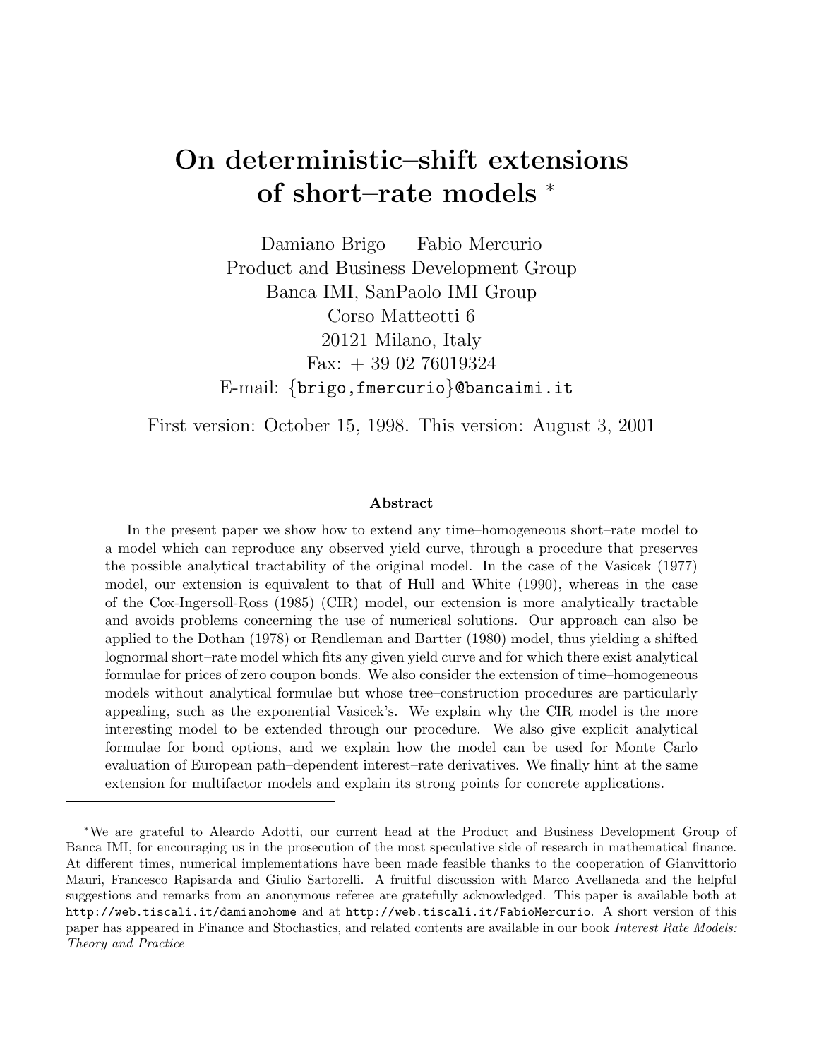# On deterministic–shift extensions of short–rate models [*]

Damiano Brigo   Fabio Mercurio
Product and Business Development Group
Banca IMI, SanPaolo IMI Group
Corso Matteotti 6
20121 Milano, Italy
Fax: + 39 02 76019324
E-mail: {brigo,fmercurio}@bancaimi.it

First version: October 15, 1998. This version: August 3, 2001

### Abstract

In the present paper we show how to extend any time–homogeneous short–rate model to a model which can reproduce any observed yield curve, through a procedure that preserves the possible analytical tractability of the original model. In the case of the Vasicek (1977) model, our extension is equivalent to that of Hull and White (1990), whereas in the case of the Cox-Ingersoll-Ross (1985) (CIR) model, our extension is more analytically tractable and avoids problems concerning the use of numerical solutions. Our approach can also be applied to the Dothan (1978) or Rendleman and Bartter (1980) model, thus yielding a shifted lognormal short–rate model which fits any given yield curve and for which there exist analytical formulae for prices of zero coupon bonds. We also consider the extension of time–homogeneous models without analytical formulae but whose tree–construction procedures are particularly appealing, such as the exponential Vasicek's. We explain why the CIR model is the more interesting model to be extended through our procedure. We also give explicit analytical formulae for bond options, and we explain how the model can be used for Monte Carlo evaluation of European path–dependent interest–rate derivatives. We finally hint at the same extension for multifactor models and explain its strong points for concrete applications.

---

[*] We are grateful to Aleardo Adotti, our current head at the Product and Business Development Group of Banca IMI, for encouraging us in the prosecution of the most speculative side of research in mathematical finance. At different times, numerical implementations have been made feasible thanks to the cooperation of Gianvittorio Mauri, Francesco Rapisarda and Giulio Sartorelli. A fruitful discussion with Marco Avellaneda and the helpful suggestions and remarks from an anonymous referee are gratefully acknowledged. This paper is available both at http://web.tiscali.it/damianohome and at http://web.tiscali.it/FabioMercurio. A short version of this paper has appeared in Finance and Stochastics, and related contents are available in our book *Interest Rate Models: Theory and Practice*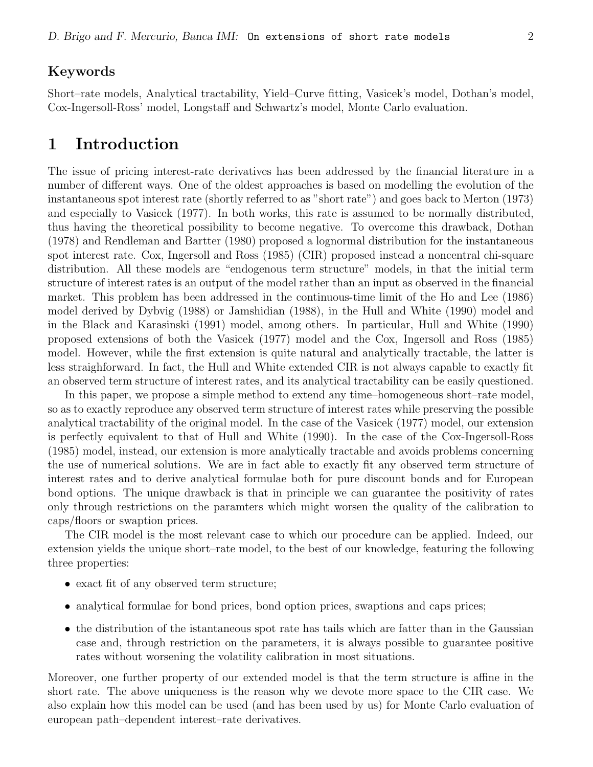## Keywords

Short–rate models, Analytical tractability, Yield–Curve fitting, Vasicek's model, Dothan's model, Cox-Ingersoll-Ross' model, Longstaff and Schwartz's model, Monte Carlo evaluation.

# 1 Introduction

The issue of pricing interest-rate derivatives has been addressed by the financial literature in a number of different ways. One of the oldest approaches is based on modelling the evolution of the instantaneous spot interest rate (shortly referred to as "short rate") and goes back to Merton (1973) and especially to Vasicek (1977). In both works, this rate is assumed to be normally distributed, thus having the theoretical possibility to become negative. To overcome this drawback, Dothan (1978) and Rendleman and Bartter (1980) proposed a lognormal distribution for the instantaneous spot interest rate. Cox, Ingersoll and Ross (1985) (CIR) proposed instead a noncentral chi-square distribution. All these models are "endogenous term structure" models, in that the initial term structure of interest rates is an output of the model rather than an input as observed in the financial market. This problem has been addressed in the continuous-time limit of the Ho and Lee (1986) model derived by Dybvig (1988) or Jamshidian (1988), in the Hull and White (1990) model and in the Black and Karasinski (1991) model, among others. In particular, Hull and White (1990) proposed extensions of both the Vasicek (1977) model and the Cox, Ingersoll and Ross (1985) model. However, while the first extension is quite natural and analytically tractable, the latter is less straighforward. In fact, the Hull and White extended CIR is not always capable to exactly fit an observed term structure of interest rates, and its analytical tractability can be easily questioned.

In this paper, we propose a simple method to extend any time–homogeneous short–rate model, so as to exactly reproduce any observed term structure of interest rates while preserving the possible analytical tractability of the original model. In the case of the Vasicek (1977) model, our extension is perfectly equivalent to that of Hull and White (1990). In the case of the Cox-Ingersoll-Ross (1985) model, instead, our extension is more analytically tractable and avoids problems concerning the use of numerical solutions. We are in fact able to exactly fit any observed term structure of interest rates and to derive analytical formulae both for pure discount bonds and for European bond options. The unique drawback is that in principle we can guarantee the positivity of rates only through restrictions on the paramters which might worsen the quality of the calibration to caps/floors or swaption prices.

The CIR model is the most relevant case to which our procedure can be applied. Indeed, our extension yields the unique short–rate model, to the best of our knowledge, featuring the following three properties:

- exact fit of any observed term structure;
- analytical formulae for bond prices, bond option prices, swaptions and caps prices;
- the distribution of the istantaneous spot rate has tails which are fatter than in the Gaussian case and, through restriction on the parameters, it is always possible to guarantee positive rates without worsening the volatility calibration in most situations.

Moreover, one further property of our extended model is that the term structure is affine in the short rate. The above uniqueness is the reason why we devote more space to the CIR case. We also explain how this model can be used (and has been used by us) for Monte Carlo evaluation of european path–dependent interest–rate derivatives.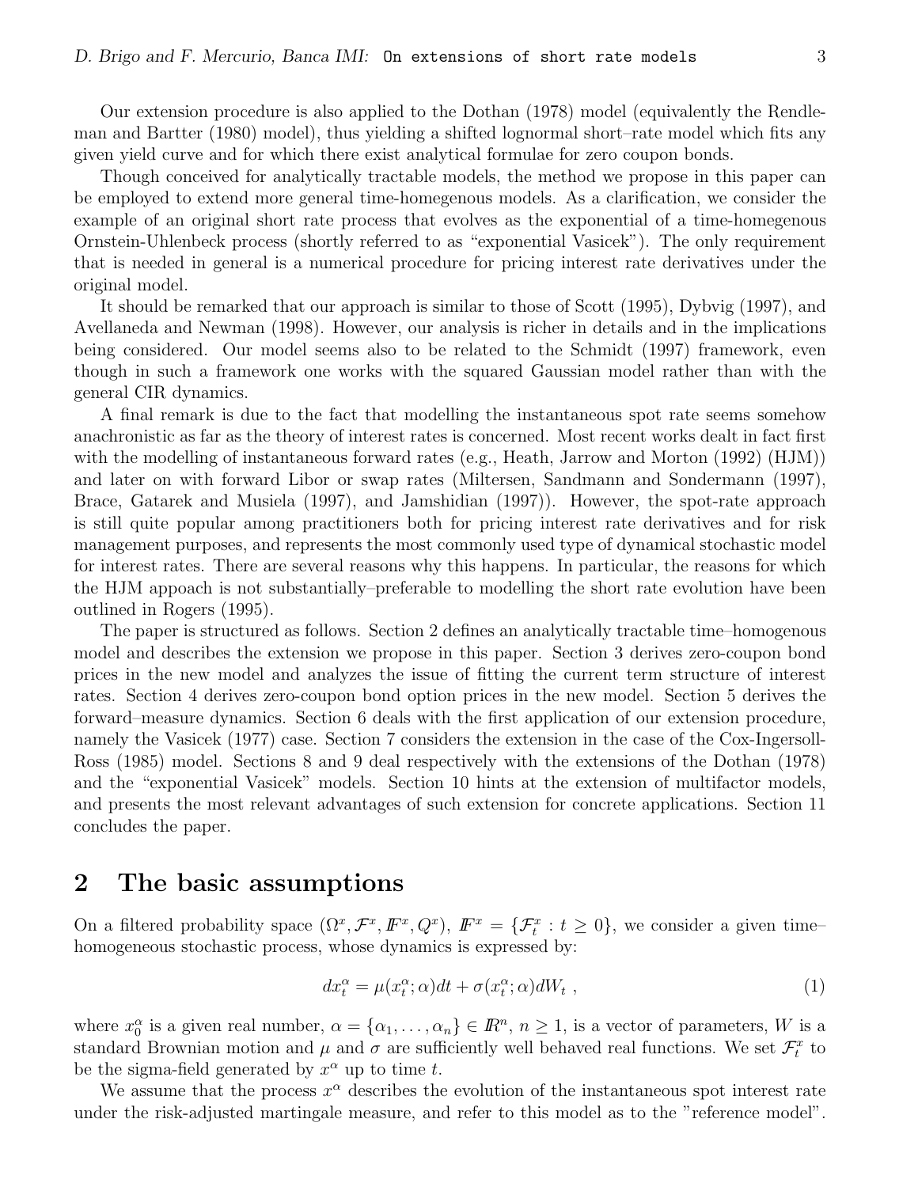Our extension procedure is also applied to the Dothan (1978) model (equivalently the Rendleman and Bartter (1980) model), thus yielding a shifted lognormal short–rate model which fits any given yield curve and for which there exist analytical formulae for zero coupon bonds.

Though conceived for analytically tractable models, the method we propose in this paper can be employed to extend more general time-homegenous models. As a clarification, we consider the example of an original short rate process that evolves as the exponential of a time-homegenous Ornstein-Uhlenbeck process (shortly referred to as "exponential Vasicek"). The only requirement that is needed in general is a numerical procedure for pricing interest rate derivatives under the original model.

It should be remarked that our approach is similar to those of Scott (1995), Dybvig (1997), and Avellaneda and Newman (1998). However, our analysis is richer in details and in the implications being considered. Our model seems also to be related to the Schmidt (1997) framework, even though in such a framework one works with the squared Gaussian model rather than with the general CIR dynamics.

A final remark is due to the fact that modelling the instantaneous spot rate seems somehow anachronistic as far as the theory of interest rates is concerned. Most recent works dealt in fact first with the modelling of instantaneous forward rates (e.g., Heath, Jarrow and Morton (1992) (HJM)) and later on with forward Libor or swap rates (Miltersen, Sandmann and Sondermann (1997), Brace, Gatarek and Musiela (1997), and Jamshidian (1997)). However, the spot-rate approach is still quite popular among practitioners both for pricing interest rate derivatives and for risk management purposes, and represents the most commonly used type of dynamical stochastic model for interest rates. There are several reasons why this happens. In particular, the reasons for which the HJM appoach is not substantially–preferable to modelling the short rate evolution have been outlined in Rogers (1995).

The paper is structured as follows. Section 2 defines an analytically tractable time–homogenous model and describes the extension we propose in this paper. Section 3 derives zero-coupon bond prices in the new model and analyzes the issue of fitting the current term structure of interest rates. Section 4 derives zero-coupon bond option prices in the new model. Section 5 derives the forward–measure dynamics. Section 6 deals with the first application of our extension procedure, namely the Vasicek (1977) case. Section 7 considers the extension in the case of the Cox-Ingersoll-Ross (1985) model. Sections 8 and 9 deal respectively with the extensions of the Dothan (1978) and the "exponential Vasicek" models. Section 10 hints at the extension of multifactor models, and presents the most relevant advantages of such extension for concrete applications. Section 11 concludes the paper.

## 2 The basic assumptions

On a filtered probability space $(\Omega^x, \mathcal{F}^x, \mathbb{F}^x, Q^x)$, $\mathbb{F}^x = \{\mathcal{F}^x_t : t \geq 0\}$, we consider a given time–homogeneous stochastic process, whose dynamics is expressed by:

$$dx^\alpha_t = \mu(x^\alpha_t; \alpha)dt + \sigma(x^\alpha_t; \alpha)dW_t \ , \tag{1}$$

where $x^\alpha_0$ is a given real number, $\alpha = \{\alpha_1, \ldots, \alpha_n\} \in \mathbb{R}^n$, $n \geq 1$, is a vector of parameters, $W$ is a standard Brownian motion and $\mu$ and $\sigma$ are sufficiently well behaved real functions. We set $\mathcal{F}^x_t$ to be the sigma-field generated by $x^\alpha$ up to time $t$.

We assume that the process $x^\alpha$ describes the evolution of the instantaneous spot interest rate under the risk-adjusted martingale measure, and refer to this model as to the "reference model".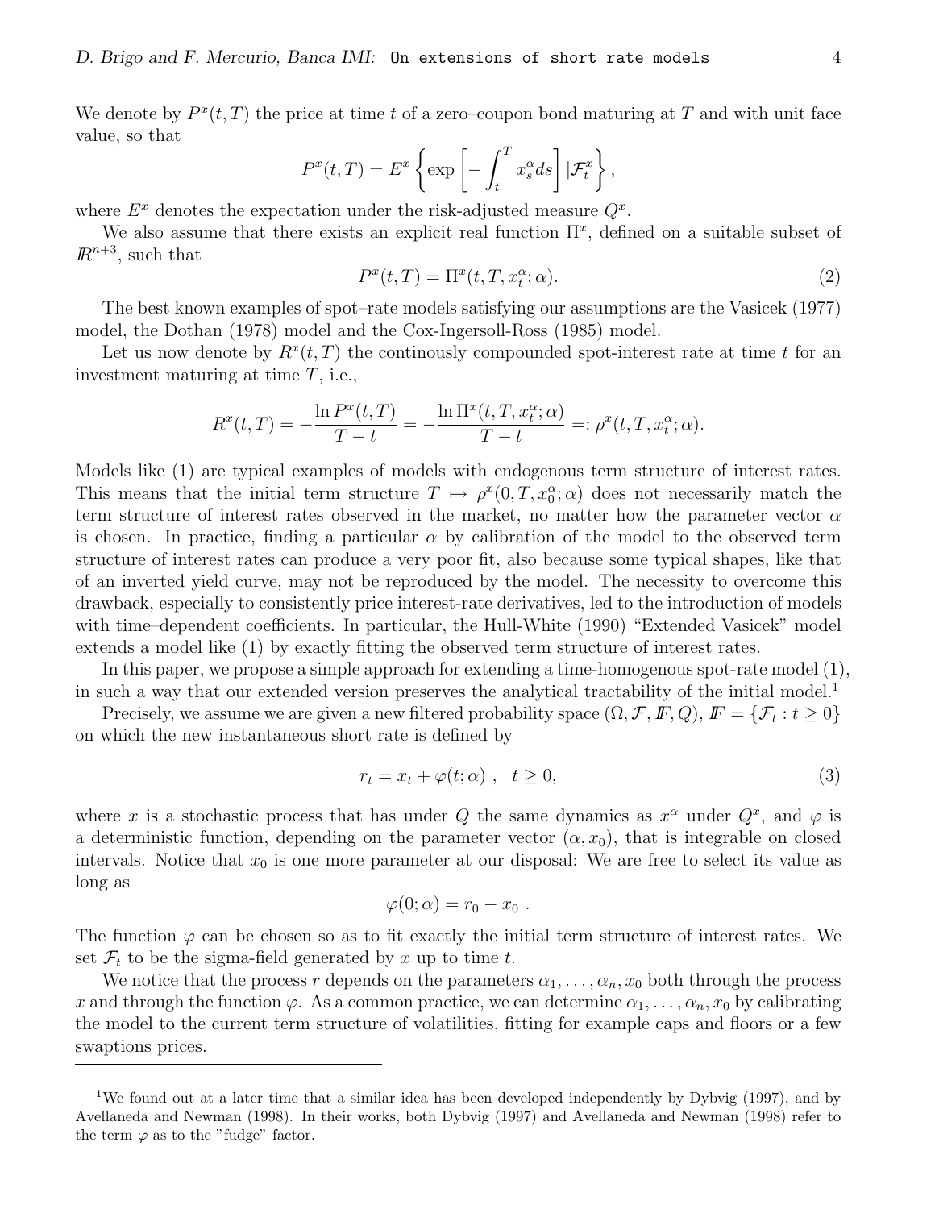We denote by $P^x(t,T)$ the price at time $t$ of a zero–coupon bond maturing at $T$ and with unit face value, so that

$$P^x(t,T) = E^x\left\{\exp\left[-\int_t^T x_s^\alpha ds\right]|\mathcal{F}_t^x\right\},$$

where $E^x$ denotes the expectation under the risk-adjusted measure $Q^x$.

We also assume that there exists an explicit real function $\Pi^x$, defined on a suitable subset of $\mathbb{R}^{n+3}$, such that

$$P^x(t,T) = \Pi^x(t,T,x_t^\alpha;\alpha). \tag{2}$$

The best known examples of spot–rate models satisfying our assumptions are the Vasicek (1977) model, the Dothan (1978) model and the Cox-Ingersoll-Ross (1985) model.

Let us now denote by $R^x(t,T)$ the continously compounded spot-interest rate at time $t$ for an investment maturing at time $T$, i.e.,

$$R^x(t,T) = -\frac{\ln P^x(t,T)}{T-t} = -\frac{\ln \Pi^x(t,T,x_t^\alpha;\alpha)}{T-t} =: \rho^x(t,T,x_t^\alpha;\alpha).$$

Models like (1) are typical examples of models with endogenous term structure of interest rates. This means that the initial term structure $T \mapsto \rho^x(0,T,x_0^\alpha;\alpha)$ does not necessarily match the term structure of interest rates observed in the market, no matter how the parameter vector $\alpha$ is chosen. In practice, finding a particular $\alpha$ by calibration of the model to the observed term structure of interest rates can produce a very poor fit, also because some typical shapes, like that of an inverted yield curve, may not be reproduced by the model. The necessity to overcome this drawback, especially to consistently price interest-rate derivatives, led to the introduction of models with time–dependent coefficients. In particular, the Hull-White (1990) "Extended Vasicek" model extends a model like (1) by exactly fitting the observed term structure of interest rates.

In this paper, we propose a simple approach for extending a time-homogenous spot-rate model (1), in such a way that our extended version preserves the analytical tractability of the initial model.[1]

Precisely, we assume we are given a new filtered probability space $(\Omega, \mathcal{F}, \mathbb{F}, Q)$, $\mathbb{F} = \{\mathcal{F}_t : t \geq 0\}$ on which the new instantaneous short rate is defined by

$$r_t = x_t + \varphi(t;\alpha)\ , \quad t \geq 0, \tag{3}$$

where $x$ is a stochastic process that has under $Q$ the same dynamics as $x^\alpha$ under $Q^x$, and $\varphi$ is a deterministic function, depending on the parameter vector $(\alpha, x_0)$, that is integrable on closed intervals. Notice that $x_0$ is one more parameter at our disposal: We are free to select its value as long as

$$\varphi(0;\alpha) = r_0 - x_0\ .$$

The function $\varphi$ can be chosen so as to fit exactly the initial term structure of interest rates. We set $\mathcal{F}_t$ to be the sigma-field generated by $x$ up to time $t$.

We notice that the process $r$ depends on the parameters $\alpha_1, \ldots, \alpha_n, x_0$ both through the process $x$ and through the function $\varphi$. As a common practice, we can determine $\alpha_1, \ldots, \alpha_n, x_0$ by calibrating the model to the current term structure of volatilities, fitting for example caps and floors or a few swaptions prices.

---

[1] We found out at a later time that a similar idea has been developed independently by Dybvig (1997), and by Avellaneda and Newman (1998). In their works, both Dybvig (1997) and Avellaneda and Newman (1998) refer to the term $\varphi$ as to the "fudge" factor.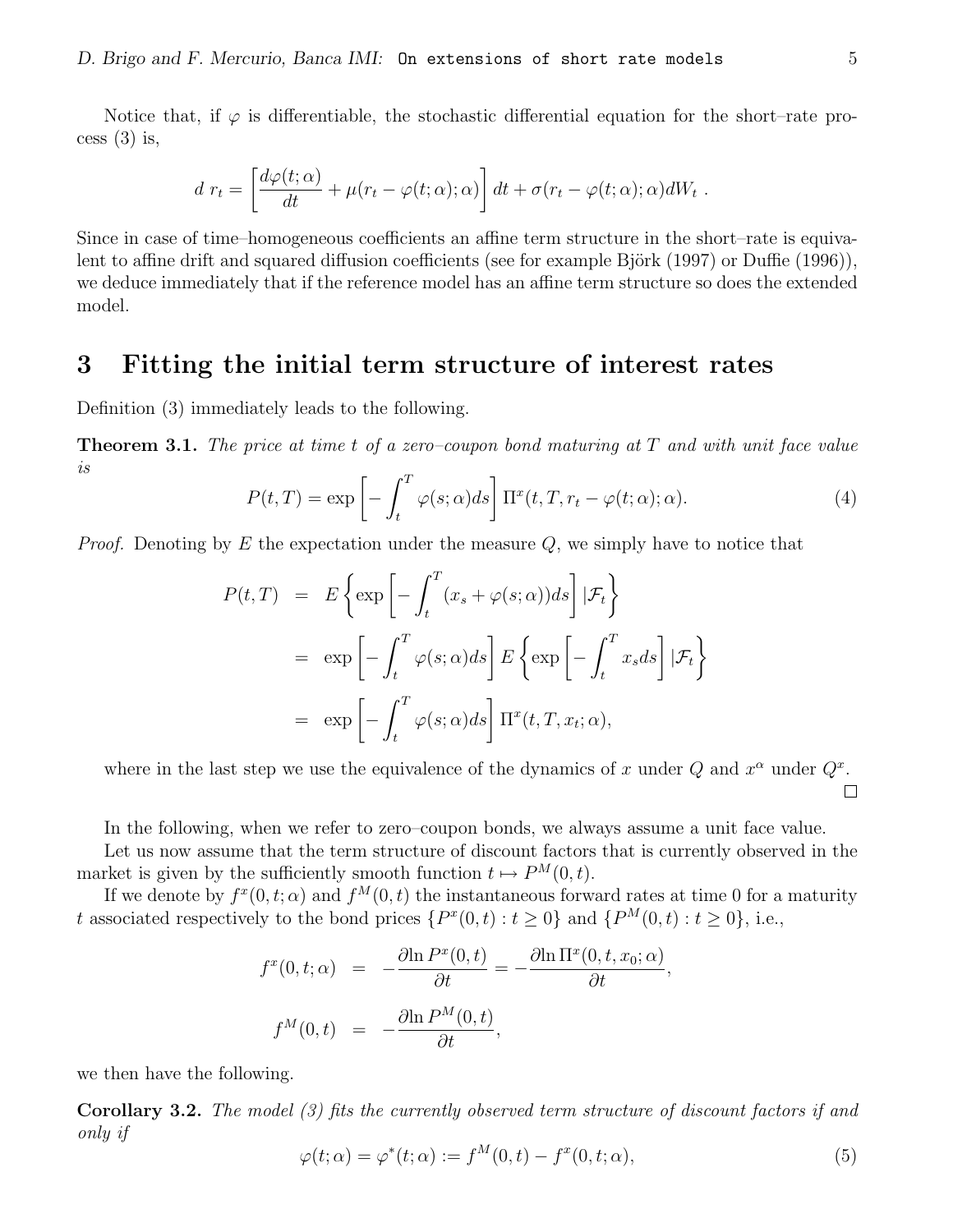Notice that, if $\varphi$ is differentiable, the stochastic differential equation for the short–rate process (3) is,

$$
d\, r_t = \left[ \frac{d\varphi(t;\alpha)}{dt} + \mu(r_t - \varphi(t;\alpha);\alpha) \right] dt + \sigma(r_t - \varphi(t;\alpha);\alpha) dW_t \; .
$$

Since in case of time–homogeneous coefficients an affine term structure in the short–rate is equivalent to affine drift and squared diffusion coefficients (see for example Björk (1997) or Duffie (1996)), we deduce immediately that if the reference model has an affine term structure so does the extended model.

# 3 Fitting the initial term structure of interest rates

Definition (3) immediately leads to the following.

**Theorem 3.1.** *The price at time $t$ of a zero–coupon bond maturing at $T$ and with unit face value is*

$$
P(t,T) = \exp\left[ -\int_t^T \varphi(s;\alpha) ds \right] \Pi^x(t, T, r_t - \varphi(t;\alpha); \alpha). \tag{4}
$$

*Proof.* Denoting by $E$ the expectation under the measure $Q$, we simply have to notice that

$$
\begin{aligned}
P(t,T) &= E\left\{ \exp\left[ -\int_t^T (x_s + \varphi(s;\alpha)) ds \right] | \mathcal{F}_t \right\} \\
&= \exp\left[ -\int_t^T \varphi(s;\alpha) ds \right] E\left\{ \exp\left[ -\int_t^T x_s ds \right] | \mathcal{F}_t \right\} \\
&= \exp\left[ -\int_t^T \varphi(s;\alpha) ds \right] \Pi^x(t, T, x_t; \alpha),
\end{aligned}
$$

where in the last step we use the equivalence of the dynamics of $x$ under $Q$ and $x^\alpha$ under $Q^x$. $\square$

In the following, when we refer to zero–coupon bonds, we always assume a unit face value.

Let us now assume that the term structure of discount factors that is currently observed in the market is given by the sufficiently smooth function $t \mapsto P^M(0,t)$.

If we denote by $f^x(0,t;\alpha)$ and $f^M(0,t)$ the instantaneous forward rates at time 0 for a maturity $t$ associated respectively to the bond prices $\{P^x(0,t) : t \geq 0\}$ and $\{P^M(0,t) : t \geq 0\}$, i.e.,

$$
\begin{aligned}
f^x(0,t;\alpha) &= -\frac{\partial \ln P^x(0,t)}{\partial t} = -\frac{\partial \ln \Pi^x(0,t,x_0;\alpha)}{\partial t}, \\
f^M(0,t) &= -\frac{\partial \ln P^M(0,t)}{\partial t},
\end{aligned}
$$

we then have the following.

**Corollary 3.2.** *The model (3) fits the currently observed term structure of discount factors if and only if*

$$
\varphi(t;\alpha) = \varphi^*(t;\alpha) := f^M(0,t) - f^x(0,t;\alpha), \tag{5}
$$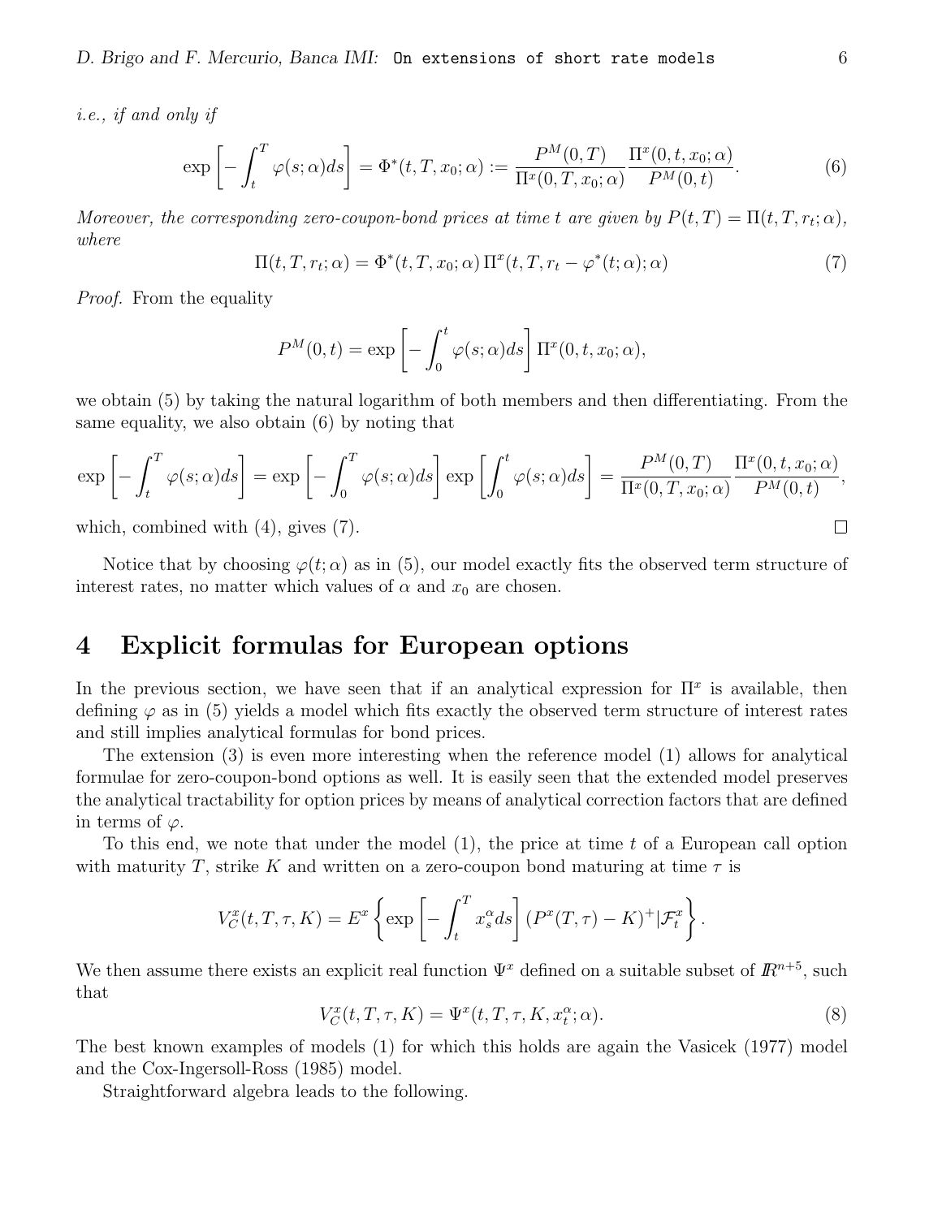*i.e., if and only if*

$$\exp\left[-\int_t^T \varphi(s;\alpha)ds\right] = \Phi^*(t,T,x_0;\alpha) := \frac{P^M(0,T)}{\Pi^x(0,T,x_0;\alpha)}\frac{\Pi^x(0,t,x_0;\alpha)}{P^M(0,t)}. \tag{6}$$

*Moreover, the corresponding zero-coupon-bond prices at time $t$ are given by $P(t,T) = \Pi(t,T,r_t;\alpha)$, where*

$$\Pi(t,T,r_t;\alpha) = \Phi^*(t,T,x_0;\alpha)\,\Pi^x(t,T,r_t - \varphi^*(t;\alpha);\alpha) \tag{7}$$

*Proof.* From the equality

$$P^M(0,t) = \exp\left[-\int_0^t \varphi(s;\alpha)ds\right]\Pi^x(0,t,x_0;\alpha),$$

we obtain (5) by taking the natural logarithm of both members and then differentiating. From the same equality, we also obtain (6) by noting that

$$\exp\left[-\int_t^T \varphi(s;\alpha)ds\right] = \exp\left[-\int_0^T \varphi(s;\alpha)ds\right]\exp\left[\int_0^t \varphi(s;\alpha)ds\right] = \frac{P^M(0,T)}{\Pi^x(0,T,x_0;\alpha)}\frac{\Pi^x(0,t,x_0;\alpha)}{P^M(0,t)},$$

which, combined with (4), gives (7). □

Notice that by choosing $\varphi(t;\alpha)$ as in (5), our model exactly fits the observed term structure of interest rates, no matter which values of $\alpha$ and $x_0$ are chosen.

## 4 Explicit formulas for European options

In the previous section, we have seen that if an analytical expression for $\Pi^x$ is available, then defining $\varphi$ as in (5) yields a model which fits exactly the observed term structure of interest rates and still implies analytical formulas for bond prices.

The extension (3) is even more interesting when the reference model (1) allows for analytical formulae for zero-coupon-bond options as well. It is easily seen that the extended model preserves the analytical tractability for option prices by means of analytical correction factors that are defined in terms of $\varphi$.

To this end, we note that under the model (1), the price at time $t$ of a European call option with maturity $T$, strike $K$ and written on a zero-coupon bond maturing at time $\tau$ is

$$V_C^x(t,T,\tau,K) = E^x\left\{\exp\left[-\int_t^T x_s^\alpha ds\right](P^x(T,\tau)-K)^+|\mathcal{F}_t^x\right\}.$$

We then assume there exists an explicit real function $\Psi^x$ defined on a suitable subset of $\mathbb{R}^{n+5}$, such that

$$V_C^x(t,T,\tau,K) = \Psi^x(t,T,\tau,K,x_t^\alpha;\alpha). \tag{8}$$

The best known examples of models (1) for which this holds are again the Vasicek (1977) model and the Cox-Ingersoll-Ross (1985) model.

Straightforward algebra leads to the following.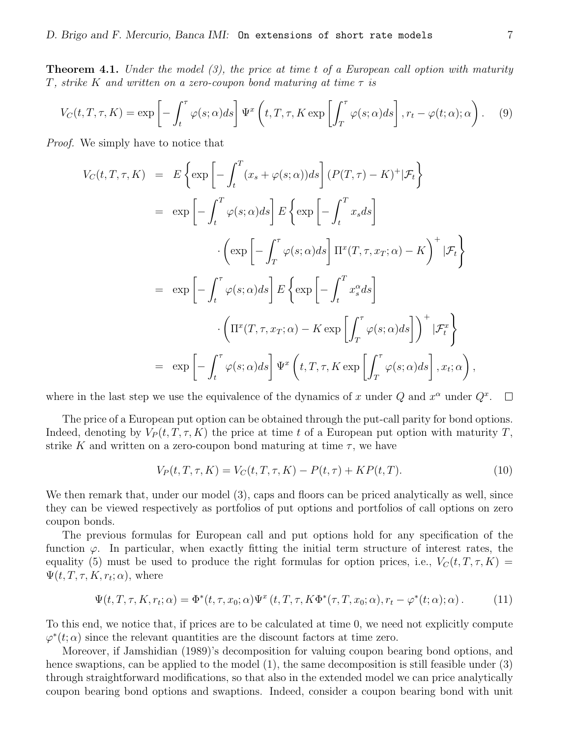**Theorem 4.1.** *Under the model (3), the price at time $t$ of a European call option with maturity $T$, strike $K$ and written on a zero-coupon bond maturing at time $\tau$ is*

$$V_C(t,T,\tau,K) = \exp\left[-\int_t^\tau \varphi(s;\alpha)ds\right] \Psi^x\left(t,T,\tau,K\exp\left[\int_T^\tau \varphi(s;\alpha)ds\right], r_t - \varphi(t;\alpha);\alpha\right). \tag{9}$$

*Proof.* We simply have to notice that

$$\begin{aligned}
V_C(t,T,\tau,K) &= E\left\{\exp\left[-\int_t^T (x_s+\varphi(s;\alpha))ds\right](P(T,\tau)-K)^+|\mathcal{F}_t\right\} \\
&= \exp\left[-\int_t^T \varphi(s;\alpha)ds\right] E\left\{\exp\left[-\int_t^T x_s ds\right]\right. \\
&\qquad \left. \cdot\left(\exp\left[-\int_T^\tau \varphi(s;\alpha)ds\right]\Pi^x(T,\tau,x_T;\alpha)-K\right)^+|\mathcal{F}_t\right\} \\
&= \exp\left[-\int_t^\tau \varphi(s;\alpha)ds\right] E\left\{\exp\left[-\int_t^T x_s^\alpha ds\right]\right. \\
&\qquad \left. \cdot\left(\Pi^x(T,\tau,x_T;\alpha)-K\exp\left[\int_T^\tau \varphi(s;\alpha)ds\right]\right)^+|\mathcal{F}_t^x\right\} \\
&= \exp\left[-\int_t^\tau \varphi(s;\alpha)ds\right]\Psi^x\left(t,T,\tau,K\exp\left[\int_T^\tau \varphi(s;\alpha)ds\right],x_t;\alpha\right),
\end{aligned}$$

where in the last step we use the equivalence of the dynamics of $x$ under $Q$ and $x^\alpha$ under $Q^x$. □

The price of a European put option can be obtained through the put-call parity for bond options. Indeed, denoting by $V_P(t,T,\tau,K)$ the price at time $t$ of a European put option with maturity $T$, strike $K$ and written on a zero-coupon bond maturing at time $\tau$, we have

$$V_P(t,T,\tau,K) = V_C(t,T,\tau,K) - P(t,\tau) + KP(t,T). \tag{10}$$

We then remark that, under our model (3), caps and floors can be priced analytically as well, since they can be viewed respectively as portfolios of put options and portfolios of call options on zero coupon bonds.

The previous formulas for European call and put options hold for any specification of the function $\varphi$. In particular, when exactly fitting the initial term structure of interest rates, the equality (5) must be used to produce the right formulas for option prices, i.e., $V_C(t,T,\tau,K) = \Psi(t,T,\tau,K,r_t;\alpha)$, where

$$\Psi(t,T,\tau,K,r_t;\alpha) = \Phi^*(t,\tau,x_0;\alpha)\Psi^x\left(t,T,\tau,K\Phi^*(\tau,T,x_0;\alpha),r_t-\varphi^*(t;\alpha);\alpha\right). \tag{11}$$

To this end, we notice that, if prices are to be calculated at time 0, we need not explicitly compute $\varphi^*(t;\alpha)$ since the relevant quantities are the discount factors at time zero.

Moreover, if Jamshidian (1989)'s decomposition for valuing coupon bearing bond options, and hence swaptions, can be applied to the model (1), the same decomposition is still feasible under (3) through straightforward modifications, so that also in the extended model we can price analytically coupon bearing bond options and swaptions. Indeed, consider a coupon bearing bond with unit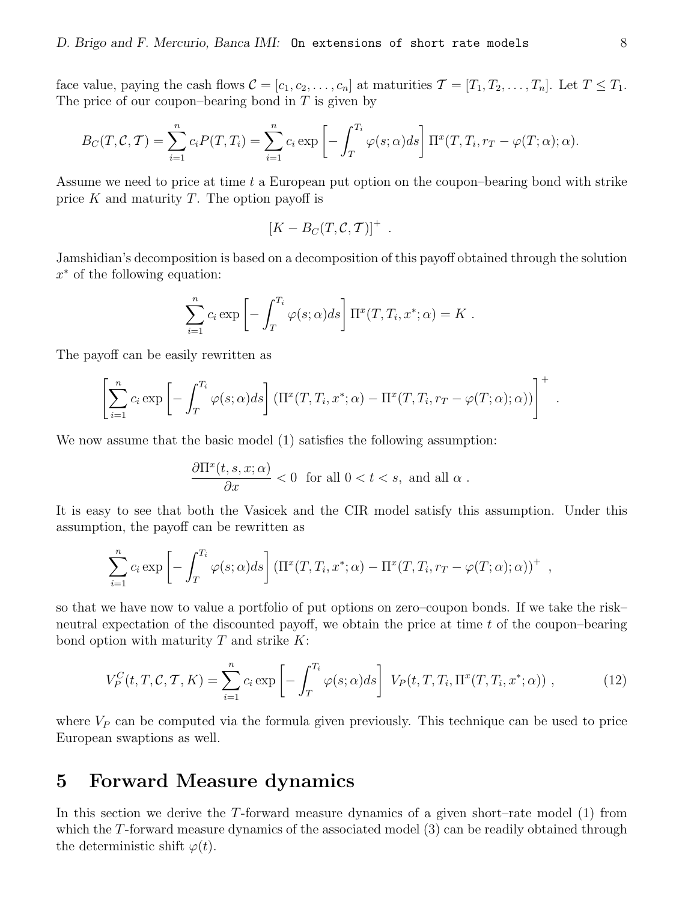face value, paying the cash flows $\mathcal{C} = [c_1, c_2, \ldots, c_n]$ at maturities $\mathcal{T} = [T_1, T_2, \ldots, T_n]$. Let $T \leq T_1$. The price of our coupon–bearing bond in $T$ is given by

$$B_C(T, \mathcal{C}, \mathcal{T}) = \sum_{i=1}^{n} c_i P(T, T_i) = \sum_{i=1}^{n} c_i \exp\left[-\int_T^{T_i} \varphi(s;\alpha)ds\right] \Pi^x(T, T_i, r_T - \varphi(T;\alpha);\alpha).$$

Assume we need to price at time $t$ a European put option on the coupon–bearing bond with strike price $K$ and maturity $T$. The option payoff is

$$[K - B_C(T, \mathcal{C}, \mathcal{T})]^+ \ .$$

Jamshidian's decomposition is based on a decomposition of this payoff obtained through the solution $x^*$ of the following equation:

$$\sum_{i=1}^{n} c_i \exp\left[-\int_T^{T_i} \varphi(s;\alpha)ds\right] \Pi^x(T, T_i, x^*;\alpha) = K \ .$$

The payoff can be easily rewritten as

$$\left[\sum_{i=1}^{n} c_i \exp\left[-\int_T^{T_i} \varphi(s;\alpha)ds\right] (\Pi^x(T, T_i, x^*;\alpha) - \Pi^x(T, T_i, r_T - \varphi(T;\alpha);\alpha))\right]^+ \ .$$

We now assume that the basic model (1) satisfies the following assumption:

$$\frac{\partial \Pi^x(t, s, x;\alpha)}{\partial x} < 0 \ \text{ for all } 0 < t < s, \text{ and all } \alpha \ .$$

It is easy to see that both the Vasicek and the CIR model satisfy this assumption. Under this assumption, the payoff can be rewritten as

$$\sum_{i=1}^{n} c_i \exp\left[-\int_T^{T_i} \varphi(s;\alpha)ds\right] (\Pi^x(T, T_i, x^*;\alpha) - \Pi^x(T, T_i, r_T - \varphi(T;\alpha);\alpha))^+ \ ,$$

so that we have now to value a portfolio of put options on zero–coupon bonds. If we take the risk–neutral expectation of the discounted payoff, we obtain the price at time $t$ of the coupon–bearing bond option with maturity $T$ and strike $K$:

$$V_P^C(t, T, \mathcal{C}, \mathcal{T}, K) = \sum_{i=1}^{n} c_i \exp\left[-\int_T^{T_i} \varphi(s;\alpha)ds\right] \ V_P(t, T, T_i, \Pi^x(T, T_i, x^*;\alpha)) \ , \tag{12}$$

where $V_P$ can be computed via the formula given previously. This technique can be used to price European swaptions as well.

## 5 Forward Measure dynamics

In this section we derive the $T$-forward measure dynamics of a given short–rate model (1) from which the $T$-forward measure dynamics of the associated model (3) can be readily obtained through the deterministic shift $\varphi(t)$.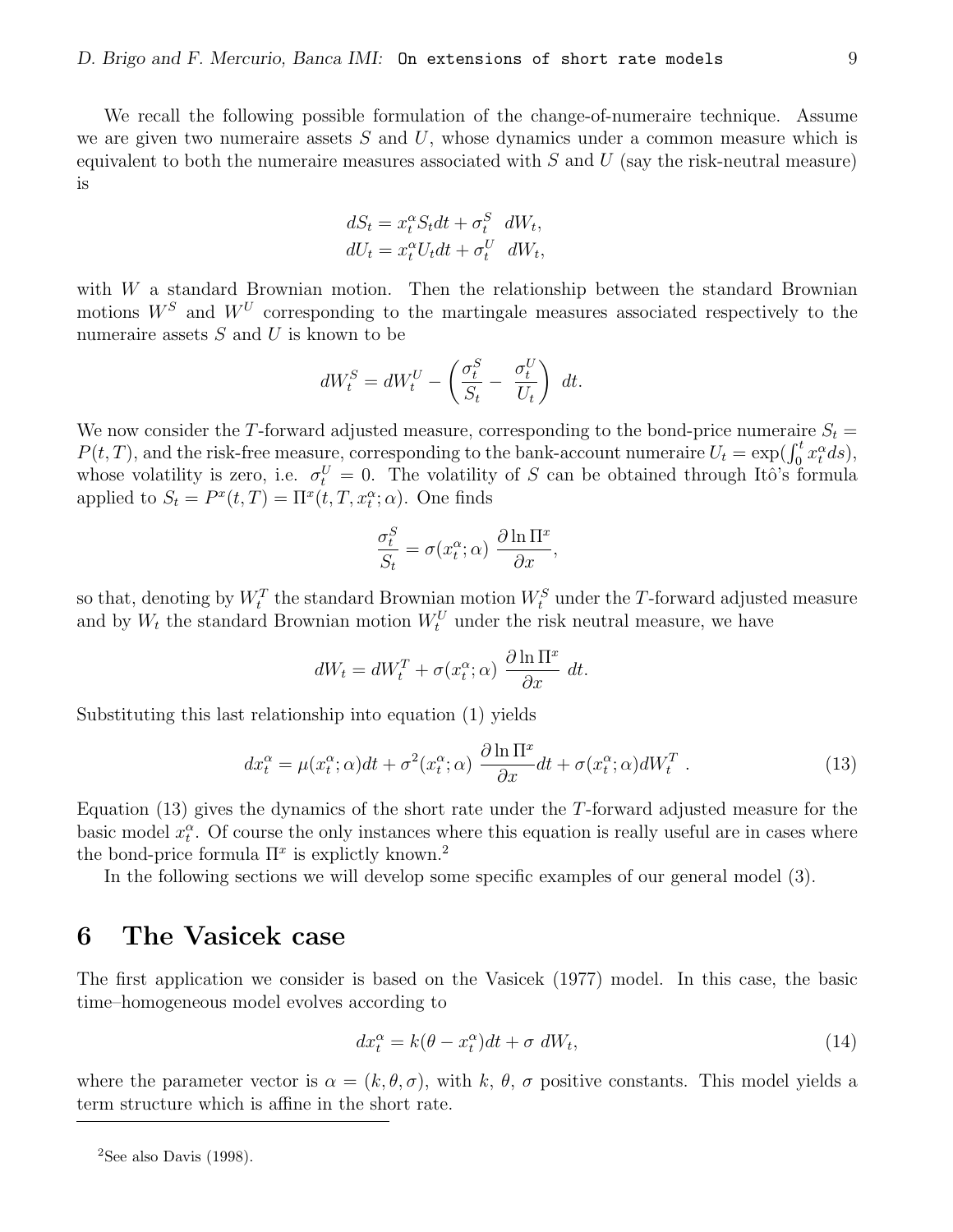We recall the following possible formulation of the change-of-numeraire technique. Assume we are given two numeraire assets $S$ and $U$, whose dynamics under a common measure which is equivalent to both the numeraire measures associated with $S$ and $U$ (say the risk-neutral measure) is

$$dS_t = x_t^\alpha S_t dt + \sigma_t^S \; dW_t,$$
$$dU_t = x_t^\alpha U_t dt + \sigma_t^U \; dW_t,$$

with $W$ a standard Brownian motion. Then the relationship between the standard Brownian motions $W^S$ and $W^U$ corresponding to the martingale measures associated respectively to the numeraire assets $S$ and $U$ is known to be

$$dW_t^S = dW_t^U - \left( \frac{\sigma_t^S}{S_t} - \frac{\sigma_t^U}{U_t} \right) \; dt.$$

We now consider the $T$-forward adjusted measure, corresponding to the bond-price numeraire $S_t = P(t,T)$, and the risk-free measure, corresponding to the bank-account numeraire $U_t = \exp(\int_0^t x_t^\alpha ds)$, whose volatility is zero, i.e. $\sigma_t^U = 0$. The volatility of $S$ can be obtained through Itô's formula applied to $S_t = P^x(t,T) = \Pi^x(t,T,x_t^\alpha;\alpha)$. One finds

$$\frac{\sigma_t^S}{S_t} = \sigma(x_t^\alpha;\alpha) \; \frac{\partial \ln \Pi^x}{\partial x},$$

so that, denoting by $W_t^T$ the standard Brownian motion $W_t^S$ under the $T$-forward adjusted measure and by $W_t$ the standard Brownian motion $W_t^U$ under the risk neutral measure, we have

$$dW_t = dW_t^T + \sigma(x_t^\alpha;\alpha) \; \frac{\partial \ln \Pi^x}{\partial x} \; dt.$$

Substituting this last relationship into equation (1) yields

$$dx_t^\alpha = \mu(x_t^\alpha;\alpha)dt + \sigma^2(x_t^\alpha;\alpha) \; \frac{\partial \ln \Pi^x}{\partial x} dt + \sigma(x_t^\alpha;\alpha) dW_t^T \; . \tag{13}$$

Equation (13) gives the dynamics of the short rate under the $T$-forward adjusted measure for the basic model $x_t^\alpha$. Of course the only instances where this equation is really useful are in cases where the bond-price formula $\Pi^x$ is explictly known.[2]

In the following sections we will develop some specific examples of our general model (3).

# 6 The Vasicek case

The first application we consider is based on the Vasicek (1977) model. In this case, the basic time–homogeneous model evolves according to

$$dx_t^\alpha = k(\theta - x_t^\alpha)dt + \sigma \; dW_t, \tag{14}$$

where the parameter vector is $\alpha = (k, \theta, \sigma)$, with $k$, $\theta$, $\sigma$ positive constants. This model yields a term structure which is affine in the short rate.

[2] See also Davis (1998).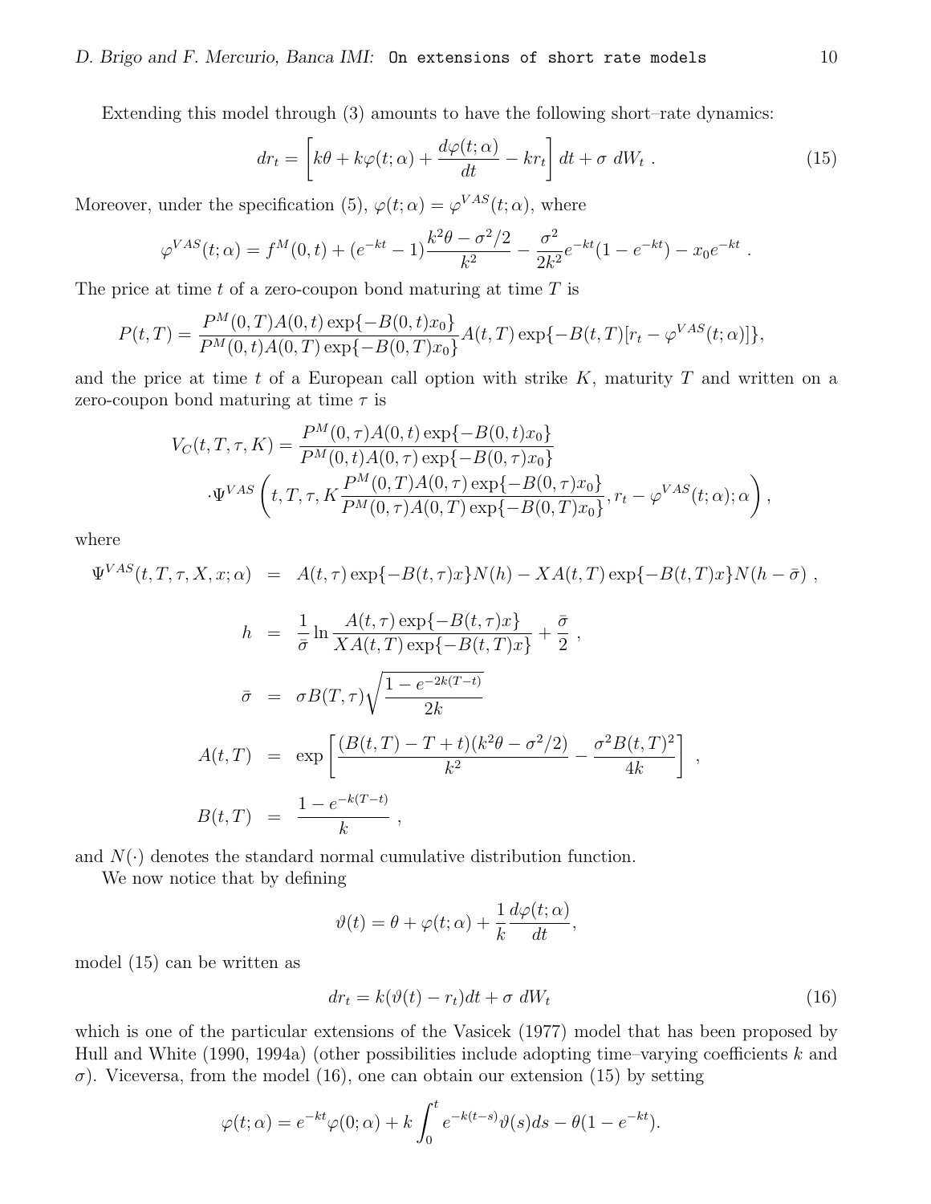Extending this model through (3) amounts to have the following short–rate dynamics:

$$dr_t = \left[k\theta + k\varphi(t;\alpha) + \frac{d\varphi(t;\alpha)}{dt} - kr_t\right]dt + \sigma\ dW_t\ . \tag{15}$$

Moreover, under the specification (5), $\varphi(t;\alpha) = \varphi^{VAS}(t;\alpha)$, where

$$\varphi^{VAS}(t;\alpha) = f^M(0,t) + (e^{-kt}-1)\frac{k^2\theta - \sigma^2/2}{k^2} - \frac{\sigma^2}{2k^2}e^{-kt}(1-e^{-kt}) - x_0 e^{-kt}\ .$$

The price at time $t$ of a zero-coupon bond maturing at time $T$ is

$$P(t,T) = \frac{P^M(0,T)A(0,t)\exp\{-B(0,t)x_0\}}{P^M(0,t)A(0,T)\exp\{-B(0,T)x_0\}}A(t,T)\exp\{-B(t,T)[r_t - \varphi^{VAS}(t;\alpha)]\},$$

and the price at time $t$ of a European call option with strike $K$, maturity $T$ and written on a zero-coupon bond maturing at time $\tau$ is

$$\begin{aligned} V_C(t,T,\tau,K) &= \frac{P^M(0,\tau)A(0,t)\exp\{-B(0,t)x_0\}}{P^M(0,t)A(0,\tau)\exp\{-B(0,\tau)x_0\}} \\ &\cdot\Psi^{VAS}\left(t,T,\tau,K\frac{P^M(0,T)A(0,\tau)\exp\{-B(0,\tau)x_0\}}{P^M(0,\tau)A(0,T)\exp\{-B(0,T)x_0\}}, r_t - \varphi^{VAS}(t;\alpha);\alpha\right), \end{aligned}$$

where

$$\begin{aligned} \Psi^{VAS}(t,T,\tau,X,x;\alpha) &= A(t,\tau)\exp\{-B(t,\tau)x\}N(h) - XA(t,T)\exp\{-B(t,T)x\}N(h-\bar{\sigma})\ , \\ h &= \frac{1}{\bar{\sigma}}\ln\frac{A(t,\tau)\exp\{-B(t,\tau)x\}}{XA(t,T)\exp\{-B(t,T)x\}} + \frac{\bar{\sigma}}{2}\ , \\ \bar{\sigma} &= \sigma B(T,\tau)\sqrt{\frac{1-e^{-2k(T-t)}}{2k}} \\ A(t,T) &= \exp\left[\frac{(B(t,T)-T+t)(k^2\theta - \sigma^2/2)}{k^2} - \frac{\sigma^2 B(t,T)^2}{4k}\right]\ , \\ B(t,T) &= \frac{1-e^{-k(T-t)}}{k}\ , \end{aligned}$$

and $N(\cdot)$ denotes the standard normal cumulative distribution function.

We now notice that by defining

$$\vartheta(t) = \theta + \varphi(t;\alpha) + \frac{1}{k}\frac{d\varphi(t;\alpha)}{dt},$$

model (15) can be written as

$$dr_t = k(\vartheta(t) - r_t)dt + \sigma\ dW_t \tag{16}$$

which is one of the particular extensions of the Vasicek (1977) model that has been proposed by Hull and White (1990, 1994a) (other possibilities include adopting time–varying coefficients $k$ and $\sigma$). Viceversa, from the model (16), one can obtain our extension (15) by setting

$$\varphi(t;\alpha) = e^{-kt}\varphi(0;\alpha) + k\int_0^t e^{-k(t-s)}\vartheta(s)ds - \theta(1-e^{-kt}).$$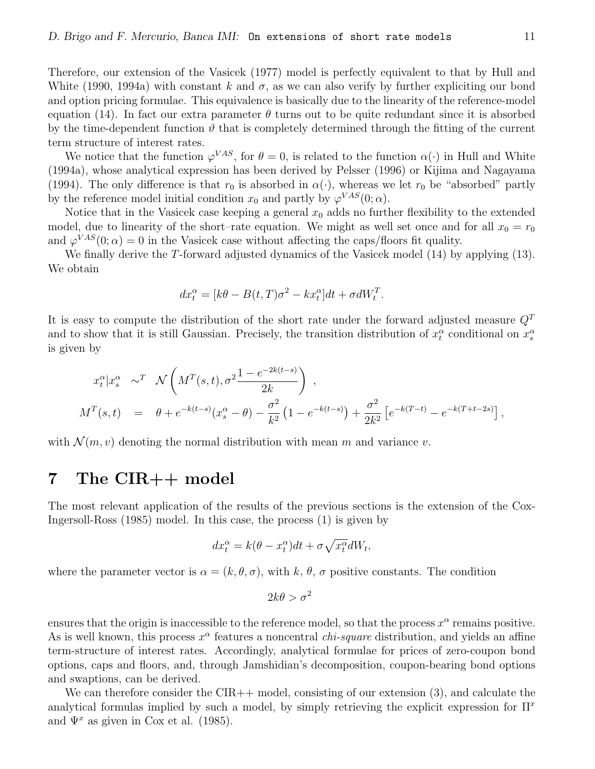Therefore, our extension of the Vasicek (1977) model is perfectly equivalent to that by Hull and White (1990, 1994a) with constant $k$ and $\sigma$, as we can also verify by further expliciting our bond and option pricing formulae. This equivalence is basically due to the linearity of the reference-model equation (14). In fact our extra parameter $\theta$ turns out to be quite redundant since it is absorbed by the time-dependent function $\vartheta$ that is completely determined through the fitting of the current term structure of interest rates.

We notice that the function $\varphi^{VAS}$, for $\theta = 0$, is related to the function $\alpha(\cdot)$ in Hull and White (1994a), whose analytical expression has been derived by Pelsser (1996) or Kijima and Nagayama (1994). The only difference is that $r_0$ is absorbed in $\alpha(\cdot)$, whereas we let $r_0$ be "absorbed" partly by the reference model initial condition $x_0$ and partly by $\varphi^{VAS}(0;\alpha)$.

Notice that in the Vasicek case keeping a general $x_0$ adds no further flexibility to the extended model, due to linearity of the short–rate equation. We might as well set once and for all $x_0 = r_0$ and $\varphi^{VAS}(0;\alpha) = 0$ in the Vasicek case without affecting the caps/floors fit quality.

We finally derive the $T$-forward adjusted dynamics of the Vasicek model (14) by applying (13). We obtain

$$dx_t^\alpha = [k\theta - B(t,T)\sigma^2 - kx_t^\alpha]dt + \sigma dW_t^T.$$

It is easy to compute the distribution of the short rate under the forward adjusted measure $Q^T$ and to show that it is still Gaussian. Precisely, the transition distribution of $x_t^\alpha$ conditional on $x_s^\alpha$ is given by

$$\begin{aligned}
x_t^\alpha | x_s^\alpha \;\; &\sim^T \;\; \mathcal{N}\left(M^T(s,t), \sigma^2 \frac{1 - e^{-2k(t-s)}}{2k}\right) \;, \\
M^T(s,t) \;\; &= \;\; \theta + e^{-k(t-s)}(x_s^\alpha - \theta) - \frac{\sigma^2}{k^2}\left(1 - e^{-k(t-s)}\right) + \frac{\sigma^2}{2k^2}\left[e^{-k(T-t)} - e^{-k(T+t-2s)}\right],
\end{aligned}$$

with $\mathcal{N}(m, v)$ denoting the normal distribution with mean $m$ and variance $v$.

# 7 The CIR++ model

The most relevant application of the results of the previous sections is the extension of the Cox-Ingersoll-Ross (1985) model. In this case, the process (1) is given by

$$dx_t^\alpha = k(\theta - x_t^\alpha)dt + \sigma\sqrt{x_t^\alpha}dW_t,$$

where the parameter vector is $\alpha = (k, \theta, \sigma)$, with $k$, $\theta$, $\sigma$ positive constants. The condition

$$2k\theta > \sigma^2$$

ensures that the origin is inaccessible to the reference model, so that the process $x^\alpha$ remains positive. As is well known, this process $x^\alpha$ features a noncentral *chi-square* distribution, and yields an affine term-structure of interest rates. Accordingly, analytical formulae for prices of zero-coupon bond options, caps and floors, and, through Jamshidian's decomposition, coupon-bearing bond options and swaptions, can be derived.

We can therefore consider the CIR++ model, consisting of our extension (3), and calculate the analytical formulas implied by such a model, by simply retrieving the explicit expression for $\Pi^x$ and $\Psi^x$ as given in Cox et al. (1985).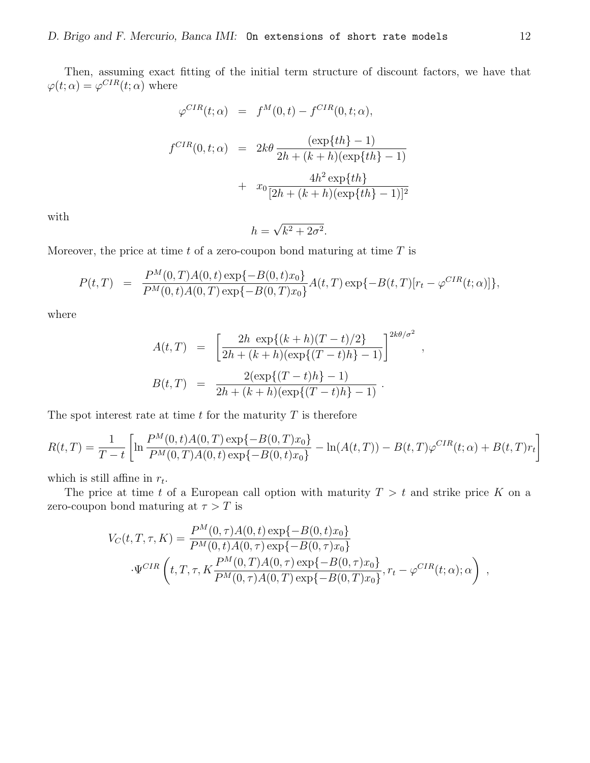Then, assuming exact fitting of the initial term structure of discount factors, we have that $\varphi(t;\alpha) = \varphi^{CIR}(t;\alpha)$ where

$$
\begin{aligned}
\varphi^{CIR}(t;\alpha) &= f^M(0,t) - f^{CIR}(0,t;\alpha), \\
f^{CIR}(0,t;\alpha) &= 2k\theta \frac{(\exp\{th\}-1)}{2h+(k+h)(\exp\{th\}-1)} \\
&\quad + x_0 \frac{4h^2 \exp\{th\}}{[2h+(k+h)(\exp\{th\}-1)]^2}
\end{aligned}
$$

with

$$
h = \sqrt{k^2 + 2\sigma^2}.
$$

Moreover, the price at time $t$ of a zero-coupon bond maturing at time $T$ is

$$
P(t,T) = \frac{P^M(0,T)A(0,t)\exp\{-B(0,t)x_0\}}{P^M(0,t)A(0,T)\exp\{-B(0,T)x_0\}} A(t,T)\exp\{-B(t,T)[r_t - \varphi^{CIR}(t;\alpha)]\},
$$

where

$$
\begin{aligned}
A(t,T) &= \left[\frac{2h\ \exp\{(k+h)(T-t)/2\}}{2h+(k+h)(\exp\{(T-t)h\}-1)}\right]^{2k\theta/\sigma^2}, \\
B(t,T) &= \frac{2(\exp\{(T-t)h\}-1)}{2h+(k+h)(\exp\{(T-t)h\}-1)}.
\end{aligned}
$$

The spot interest rate at time $t$ for the maturity $T$ is therefore

$$
R(t,T) = \frac{1}{T-t}\left[\ln \frac{P^M(0,t)A(0,T)\exp\{-B(0,T)x_0\}}{P^M(0,T)A(0,t)\exp\{-B(0,t)x_0\}} - \ln(A(t,T)) - B(t,T)\varphi^{CIR}(t;\alpha) + B(t,T)r_t\right]
$$

which is still affine in $r_t$.

The price at time $t$ of a European call option with maturity $T > t$ and strike price $K$ on a zero-coupon bond maturing at $\tau > T$ is

$$
\begin{aligned}
V_C(t,T,\tau,K) = &\frac{P^M(0,\tau)A(0,t)\exp\{-B(0,t)x_0\}}{P^M(0,t)A(0,\tau)\exp\{-B(0,\tau)x_0\}} \\
&\cdot \Psi^{CIR}\left(t,T,\tau,K\frac{P^M(0,T)A(0,\tau)\exp\{-B(0,\tau)x_0\}}{P^M(0,\tau)A(0,T)\exp\{-B(0,T)x_0\}}, r_t - \varphi^{CIR}(t;\alpha);\alpha\right),
\end{aligned}
$$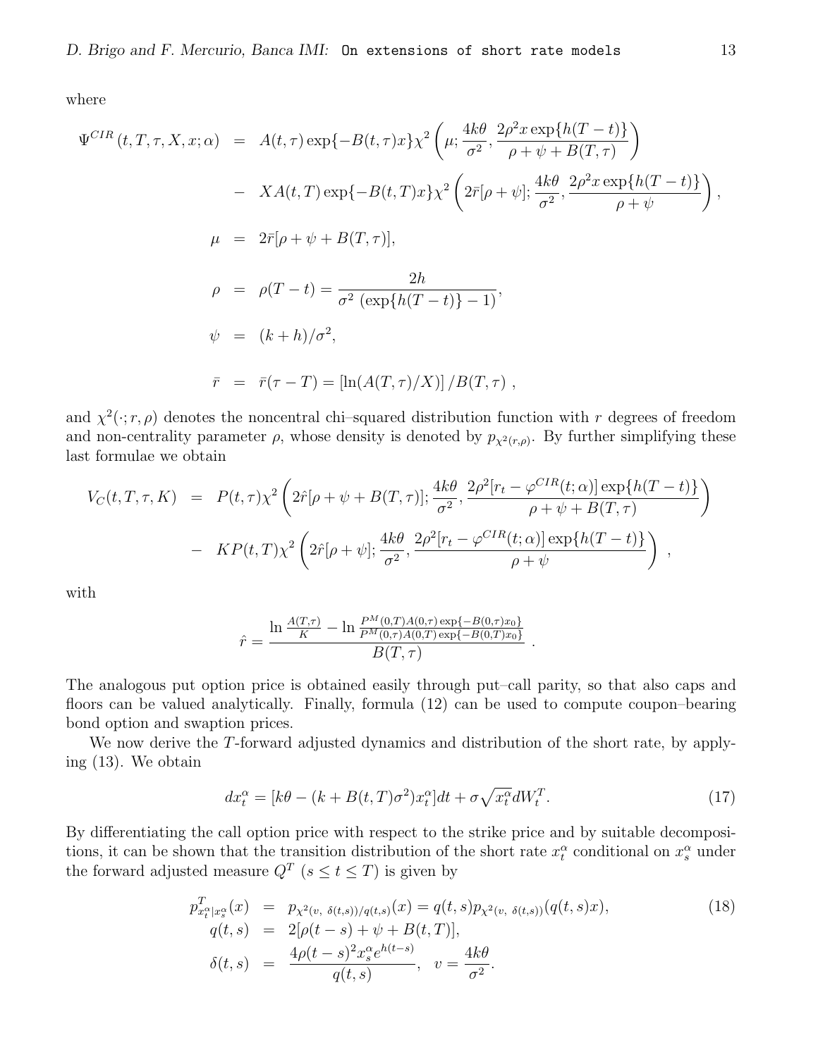where

$$
\begin{aligned}
\Psi^{CIR}(t,T,\tau,X,x;\alpha) &= A(t,\tau)\exp\{-B(t,\tau)x\}\chi^2\left(\mu;\frac{4k\theta}{\sigma^2},\frac{2\rho^2 x\exp\{h(T-t)\}}{\rho+\psi+B(T,\tau)}\right)\\
&- XA(t,T)\exp\{-B(t,T)x\}\chi^2\left(2\bar{r}[\rho+\psi];\frac{4k\theta}{\sigma^2},\frac{2\rho^2 x\exp\{h(T-t)\}}{\rho+\psi}\right),\\
\mu &= 2\bar{r}[\rho+\psi+B(T,\tau)],\\
\rho &= \rho(T-t) = \frac{2h}{\sigma^2\,(\exp\{h(T-t)\}-1)},\\
\psi &= (k+h)/\sigma^2,\\
\bar{r} &= \bar{r}(\tau-T) = [\ln(A(T,\tau)/X)]/B(T,\tau)\ ,
\end{aligned}
$$

and $\chi^2(\cdot;r,\rho)$ denotes the noncentral chi–squared distribution function with $r$ degrees of freedom and non-centrality parameter $\rho$, whose density is denoted by $p_{\chi^2(r,\rho)}$. By further simplifying these last formulae we obtain

$$
\begin{aligned}
V_C(t,T,\tau,K) &= P(t,\tau)\chi^2\left(2\hat{r}[\rho+\psi+B(T,\tau)];\frac{4k\theta}{\sigma^2},\frac{2\rho^2[r_t-\varphi^{CIR}(t;\alpha)]\exp\{h(T-t)\}}{\rho+\psi+B(T,\tau)}\right)\\
&- KP(t,T)\chi^2\left(2\hat{r}[\rho+\psi];\frac{4k\theta}{\sigma^2},\frac{2\rho^2[r_t-\varphi^{CIR}(t;\alpha)]\exp\{h(T-t)\}}{\rho+\psi}\right)\ ,
\end{aligned}
$$

with

$$
\hat{r} = \frac{\ln\frac{A(T,\tau)}{K} - \ln\frac{P^M(0,T)A(0,\tau)\exp\{-B(0,\tau)x_0\}}{P^M(0,\tau)A(0,T)\exp\{-B(0,T)x_0\}}}{B(T,\tau)}\ .
$$

The analogous put option price is obtained easily through put–call parity, so that also caps and floors can be valued analytically. Finally, formula (12) can be used to compute coupon–bearing bond option and swaption prices.

We now derive the $T$-forward adjusted dynamics and distribution of the short rate, by applying (13). We obtain

$$
dx_t^\alpha = [k\theta - (k+B(t,T)\sigma^2)x_t^\alpha]dt + \sigma\sqrt{x_t^\alpha}dW_t^T. \tag{17}
$$

By differentiating the call option price with respect to the strike price and by suitable decompositions, it can be shown that the transition distribution of the short rate $x_t^\alpha$ conditional on $x_s^\alpha$ under the forward adjusted measure $Q^T$ ($s \le t \le T$) is given by

$$
\begin{aligned}
p^T_{x_t^\alpha|x_s^\alpha}(x) &= p_{\chi^2(v,\ \delta(t,s))/q(t,s)}(x) = q(t,s)p_{\chi^2(v,\ \delta(t,s))}(q(t,s)x), \qquad (18)\\
q(t,s) &= 2[\rho(t-s)+\psi+B(t,T)],\\
\delta(t,s) &= \frac{4\rho(t-s)^2 x_s^\alpha e^{h(t-s)}}{q(t,s)},\quad v = \frac{4k\theta}{\sigma^2}.
\end{aligned}
$$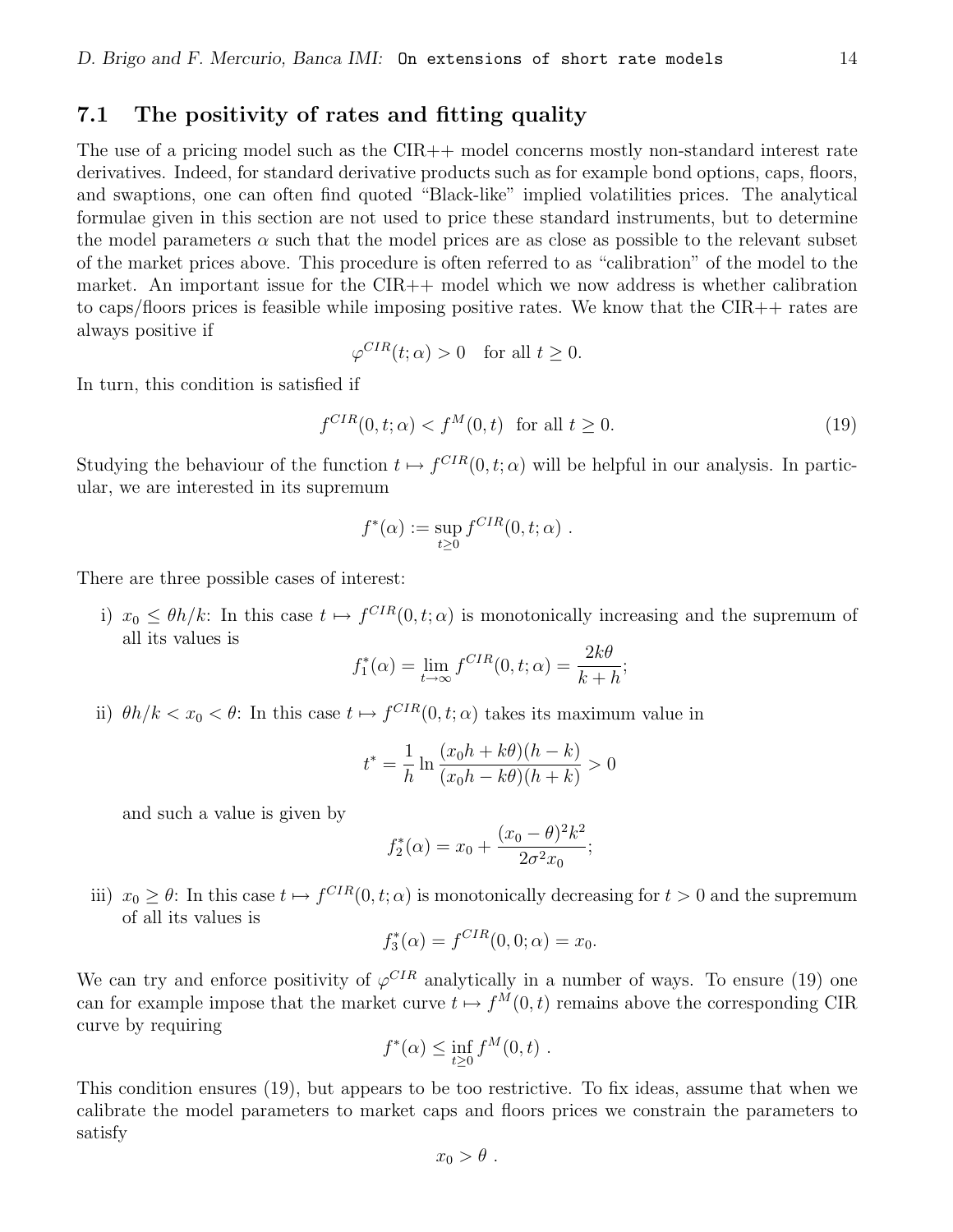## 7.1 The positivity of rates and fitting quality

The use of a pricing model such as the CIR++ model concerns mostly non-standard interest rate derivatives. Indeed, for standard derivative products such as for example bond options, caps, floors, and swaptions, one can often find quoted "Black-like" implied volatilities prices. The analytical formulae given in this section are not used to price these standard instruments, but to determine the model parameters $\alpha$ such that the model prices are as close as possible to the relevant subset of the market prices above. This procedure is often referred to as "calibration" of the model to the market. An important issue for the CIR++ model which we now address is whether calibration to caps/floors prices is feasible while imposing positive rates. We know that the CIR++ rates are always positive if

$$\varphi^{CIR}(t;\alpha) > 0 \quad \text{for all } t \geq 0.$$

In turn, this condition is satisfied if

$$f^{CIR}(0,t;\alpha) < f^{M}(0,t) \quad \text{for all } t \geq 0. \tag{19}$$

Studying the behaviour of the function $t \mapsto f^{CIR}(0,t;\alpha)$ will be helpful in our analysis. In particular, we are interested in its supremum

$$f^{*}(\alpha) := \sup_{t \geq 0} f^{CIR}(0,t;\alpha) \ .$$

There are three possible cases of interest:

i) $x_0 \leq \theta h/k$: In this case $t \mapsto f^{CIR}(0,t;\alpha)$ is monotonically increasing and the supremum of all its values is

$$f_1^{*}(\alpha) = \lim_{t\to\infty} f^{CIR}(0,t;\alpha) = \frac{2k\theta}{k+h};$$

ii) $\theta h/k < x_0 < \theta$: In this case $t \mapsto f^{CIR}(0,t;\alpha)$ takes its maximum value in

$$t^{*} = \frac{1}{h}\ln\frac{(x_0 h + k\theta)(h-k)}{(x_0 h - k\theta)(h+k)} > 0$$

and such a value is given by

$$f_2^{*}(\alpha) = x_0 + \frac{(x_0-\theta)^2 k^2}{2\sigma^2 x_0};$$

iii) $x_0 \geq \theta$: In this case $t \mapsto f^{CIR}(0,t;\alpha)$ is monotonically decreasing for $t > 0$ and the supremum of all its values is

$$f_3^{*}(\alpha) = f^{CIR}(0,0;\alpha) = x_0.$$

We can try and enforce positivity of $\varphi^{CIR}$ analytically in a number of ways. To ensure (19) one can for example impose that the market curve $t \mapsto f^{M}(0,t)$ remains above the corresponding CIR curve by requiring

$$f^{*}(\alpha) \leq \inf_{t\geq 0} f^{M}(0,t) \ .$$

This condition ensures (19), but appears to be too restrictive. To fix ideas, assume that when we calibrate the model parameters to market caps and floors prices we constrain the parameters to satisfy

$$x_0 > \theta \ .$$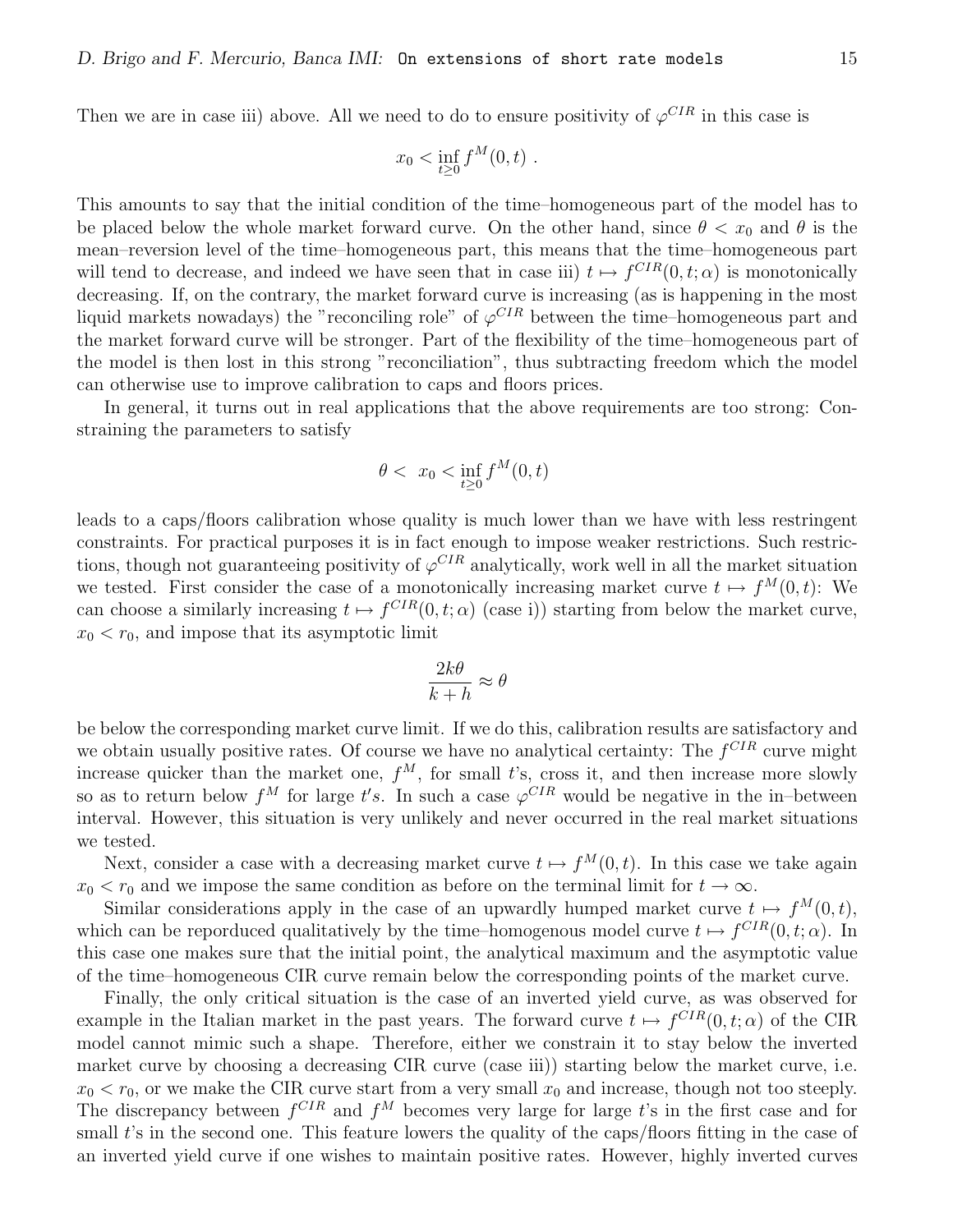Then we are in case iii) above. All we need to do to ensure positivity of $\varphi^{CIR}$ in this case is

$$x_0 < \inf_{t \geq 0} f^M(0,t) \ .$$

This amounts to say that the initial condition of the time–homogeneous part of the model has to be placed below the whole market forward curve. On the other hand, since $\theta < x_0$ and $\theta$ is the mean–reversion level of the time–homogeneous part, this means that the time–homogeneous part will tend to decrease, and indeed we have seen that in case iii) $t \mapsto f^{CIR}(0,t;\alpha)$ is monotonically decreasing. If, on the contrary, the market forward curve is increasing (as is happening in the most liquid markets nowadays) the "reconciling role" of $\varphi^{CIR}$ between the time–homogeneous part and the market forward curve will be stronger. Part of the flexibility of the time–homogeneous part of the model is then lost in this strong "reconciliation", thus subtracting freedom which the model can otherwise use to improve calibration to caps and floors prices.

In general, it turns out in real applications that the above requirements are too strong: Constraining the parameters to satisfy

$$\theta < \ x_0 < \inf_{t \geq 0} f^M(0,t)$$

leads to a caps/floors calibration whose quality is much lower than we have with less restringent constraints. For practical purposes it is in fact enough to impose weaker restrictions. Such restrictions, though not guaranteeing positivity of $\varphi^{CIR}$ analytically, work well in all the market situation we tested. First consider the case of a monotonically increasing market curve $t \mapsto f^M(0,t)$: We can choose a similarly increasing $t \mapsto f^{CIR}(0,t;\alpha)$ (case i)) starting from below the market curve, $x_0 < r_0$, and impose that its asymptotic limit

$$\frac{2k\theta}{k+h} \approx \theta$$

be below the corresponding market curve limit. If we do this, calibration results are satisfactory and we obtain usually positive rates. Of course we have no analytical certainty: The $f^{CIR}$ curve might increase quicker than the market one, $f^M$, for small $t$'s, cross it, and then increase more slowly so as to return below $f^M$ for large $t's$. In such a case $\varphi^{CIR}$ would be negative in the in–between interval. However, this situation is very unlikely and never occurred in the real market situations we tested.

Next, consider a case with a decreasing market curve $t \mapsto f^M(0,t)$. In this case we take again $x_0 < r_0$ and we impose the same condition as before on the terminal limit for $t \to \infty$.

Similar considerations apply in the case of an upwardly humped market curve $t \mapsto f^M(0,t)$, which can be reporduced qualitatively by the time–homogenous model curve $t \mapsto f^{CIR}(0,t;\alpha)$. In this case one makes sure that the initial point, the analytical maximum and the asymptotic value of the time–homogeneous CIR curve remain below the corresponding points of the market curve.

Finally, the only critical situation is the case of an inverted yield curve, as was observed for example in the Italian market in the past years. The forward curve $t \mapsto f^{CIR}(0,t;\alpha)$ of the CIR model cannot mimic such a shape. Therefore, either we constrain it to stay below the inverted market curve by choosing a decreasing CIR curve (case iii)) starting below the market curve, i.e. $x_0 < r_0$, or we make the CIR curve start from a very small $x_0$ and increase, though not too steeply. The discrepancy between $f^{CIR}$ and $f^M$ becomes very large for large $t$'s in the first case and for small $t$'s in the second one. This feature lowers the quality of the caps/floors fitting in the case of an inverted yield curve if one wishes to maintain positive rates. However, highly inverted curves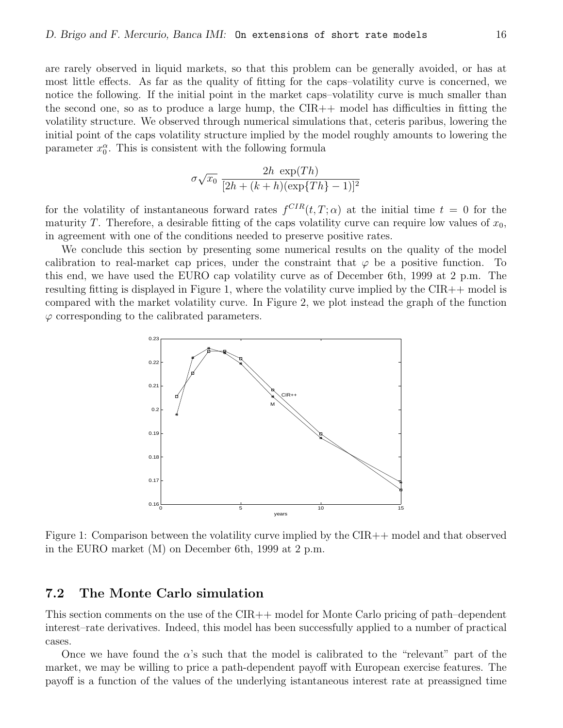are rarely observed in liquid markets, so that this problem can be generally avoided, or has at most little effects. As far as the quality of fitting for the caps–volatility curve is concerned, we notice the following. If the initial point in the market caps–volatility curve is much smaller than the second one, so as to produce a large hump, the CIR++ model has difficulties in fitting the volatility structure. We observed through numerical simulations that, ceteris paribus, lowering the initial point of the caps volatility structure implied by the model roughly amounts to lowering the parameter $x_0^\alpha$. This is consistent with the following formula

$$\sigma\sqrt{x_0}\;\frac{2h\;\exp(Th)}{[2h+(k+h)(\exp\{Th\}-1)]^2}$$

for the volatility of instantaneous forward rates $f^{CIR}(t,T;\alpha)$ at the initial time $t=0$ for the maturity $T$. Therefore, a desirable fitting of the caps volatility curve can require low values of $x_0$, in agreement with one of the conditions needed to preserve positive rates.

We conclude this section by presenting some numerical results on the quality of the model calibration to real-market cap prices, under the constraint that $\varphi$ be a positive function. To this end, we have used the EURO cap volatility curve as of December 6th, 1999 at 2 p.m. The resulting fitting is displayed in Figure 1, where the volatility curve implied by the CIR++ model is compared with the market volatility curve. In Figure 2, we plot instead the graph of the function $\varphi$ corresponding to the calibrated parameters.

Figure 1: Comparison between the volatility curve implied by the CIR++ model and that observed in the EURO market (M) on December 6th, 1999 at 2 p.m.

## 7.2 The Monte Carlo simulation

This section comments on the use of the CIR++ model for Monte Carlo pricing of path–dependent interest–rate derivatives. Indeed, this model has been successfully applied to a number of practical cases.

Once we have found the $\alpha$'s such that the model is calibrated to the "relevant" part of the market, we may be willing to price a path-dependent payoff with European exercise features. The payoff is a function of the values of the underlying istantaneous interest rate at preassigned time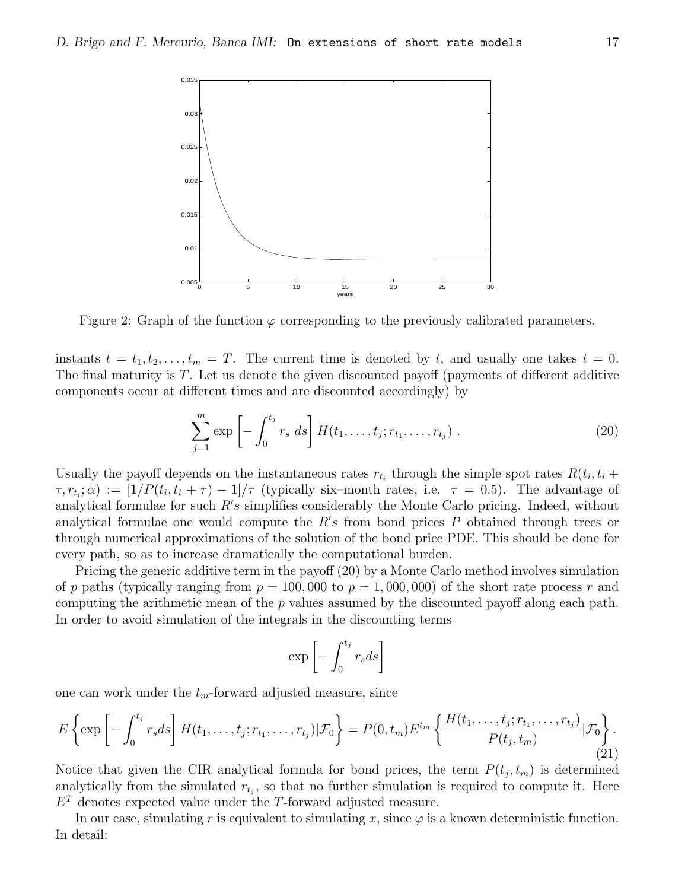Figure 2: Graph of the function $\varphi$ corresponding to the previously calibrated parameters.

instants $t = t_1, t_2, \ldots, t_m = T$. The current time is denoted by $t$, and usually one takes $t = 0$. The final maturity is $T$. Let us denote the given discounted payoff (payments of different additive components occur at different times and are discounted accordingly) by

$$\sum_{j=1}^{m} \exp\left[-\int_0^{t_j} r_s \; ds\right] H(t_1, \ldots, t_j; r_{t_1}, \ldots, r_{t_j}) \; . \tag{20}$$

Usually the payoff depends on the instantaneous rates $r_{t_i}$ through the simple spot rates $R(t_i, t_i + \tau, r_{t_i}; \alpha) := [1/P(t_i, t_i + \tau) - 1]/\tau$ (typically six–month rates, i.e. $\tau = 0.5$). The advantage of analytical formulae for such $R's$ simplifies considerably the Monte Carlo pricing. Indeed, without analytical formulae one would compute the $R's$ from bond prices $P$ obtained through trees or through numerical approximations of the solution of the bond price PDE. This should be done for every path, so as to increase dramatically the computational burden.

Pricing the generic additive term in the payoff (20) by a Monte Carlo method involves simulation of $p$ paths (typically ranging from $p = 100,000$ to $p = 1,000,000$) of the short rate process $r$ and computing the arithmetic mean of the $p$ values assumed by the discounted payoff along each path. In order to avoid simulation of the integrals in the discounting terms

$$\exp\left[-\int_0^{t_j} r_s ds\right]$$

one can work under the $t_m$-forward adjusted measure, since

$$E\left\{\exp\left[-\int_0^{t_j} r_s ds\right] H(t_1, \ldots, t_j; r_{t_1}, \ldots, r_{t_j}) | \mathcal{F}_0\right\} = P(0, t_m) E^{t_m}\left\{\frac{H(t_1, \ldots, t_j; r_{t_1}, \ldots, r_{t_j})}{P(t_j, t_m)} | \mathcal{F}_0\right\}. \tag{21}$$

Notice that given the CIR analytical formula for bond prices, the term $P(t_j, t_m)$ is determined analytically from the simulated $r_{t_j}$, so that no further simulation is required to compute it. Here $E^T$ denotes expected value under the $T$-forward adjusted measure.

In our case, simulating $r$ is equivalent to simulating $x$, since $\varphi$ is a known deterministic function. In detail: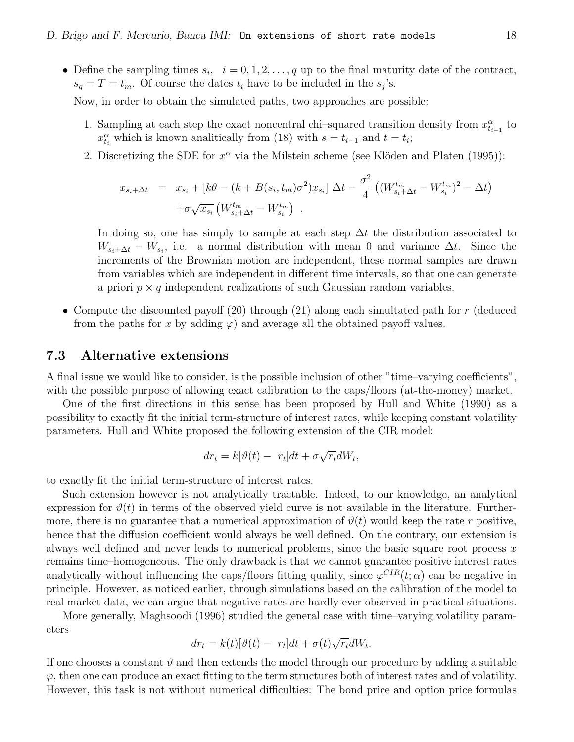- Define the sampling times $s_i$, $i = 0, 1, 2, \ldots, q$ up to the final maturity date of the contract, $s_q = T = t_m$. Of course the dates $t_i$ have to be included in the $s_j$'s.

  Now, in order to obtain the simulated paths, two approaches are possible:

  1. Sampling at each step the exact noncentral chi–squared transition density from $x^\alpha_{t_{i-1}}$ to $x^\alpha_{t_i}$ which is known analitically from (18) with $s = t_{i-1}$ and $t = t_i$;
  2. Discretizing the SDE for $x^\alpha$ via the Milstein scheme (see Klöden and Platen (1995)):

  $$\begin{aligned} x_{s_i+\Delta t} &= x_{s_i} + [k\theta - (k + B(s_i, t_m)\sigma^2)x_{s_i}]\ \Delta t - \frac{\sigma^2}{4}\left((W^{t_m}_{s_i+\Delta t} - W^{t_m}_{s_i})^2 - \Delta t\right) \\ &\quad + \sigma\sqrt{x_{s_i}}\left(W^{t_m}_{s_i+\Delta t} - W^{t_m}_{s_i}\right)\ . \end{aligned}$$

     In doing so, one has simply to sample at each step $\Delta t$ the distribution associated to $W_{s_i+\Delta t} - W_{s_i}$, i.e. a normal distribution with mean 0 and variance $\Delta t$. Since the increments of the Brownian motion are independent, these normal samples are drawn from variables which are independent in different time intervals, so that one can generate a priori $p \times q$ independent realizations of such Gaussian random variables.

- Compute the discounted payoff (20) through (21) along each simultated path for $r$ (deduced from the paths for $x$ by adding $\varphi$) and average all the obtained payoff values.

### 7.3 Alternative extensions

A final issue we would like to consider, is the possible inclusion of other "time–varying coefficients", with the possible purpose of allowing exact calibration to the caps/floors (at-the-money) market.

One of the first directions in this sense has been proposed by Hull and White (1990) as a possibility to exactly fit the initial term-structure of interest rates, while keeping constant volatility parameters. Hull and White proposed the following extension of the CIR model:

$$dr_t = k[\vartheta(t) - \ r_t]dt + \sigma\sqrt{r_t}dW_t,$$

to exactly fit the initial term-structure of interest rates.

Such extension however is not analytically tractable. Indeed, to our knowledge, an analytical expression for $\vartheta(t)$ in terms of the observed yield curve is not available in the literature. Furthermore, there is no guarantee that a numerical approximation of $\vartheta(t)$ would keep the rate $r$ positive, hence that the diffusion coefficient would always be well defined. On the contrary, our extension is always well defined and never leads to numerical problems, since the basic square root process $x$ remains time–homogeneous. The only drawback is that we cannot guarantee positive interest rates analytically without influencing the caps/floors fitting quality, since $\varphi^{CIR}(t;\alpha)$ can be negative in principle. However, as noticed earlier, through simulations based on the calibration of the model to real market data, we can argue that negative rates are hardly ever observed in practical situations.

More generally, Maghsoodi (1996) studied the general case with time–varying volatility parameters

$$dr_t = k(t)[\vartheta(t) - \ r_t]dt + \sigma(t)\sqrt{r_t}dW_t.$$

If one chooses a constant $\vartheta$ and then extends the model through our procedure by adding a suitable $\varphi$, then one can produce an exact fitting to the term structures both of interest rates and of volatility. However, this task is not without numerical difficulties: The bond price and option price formulas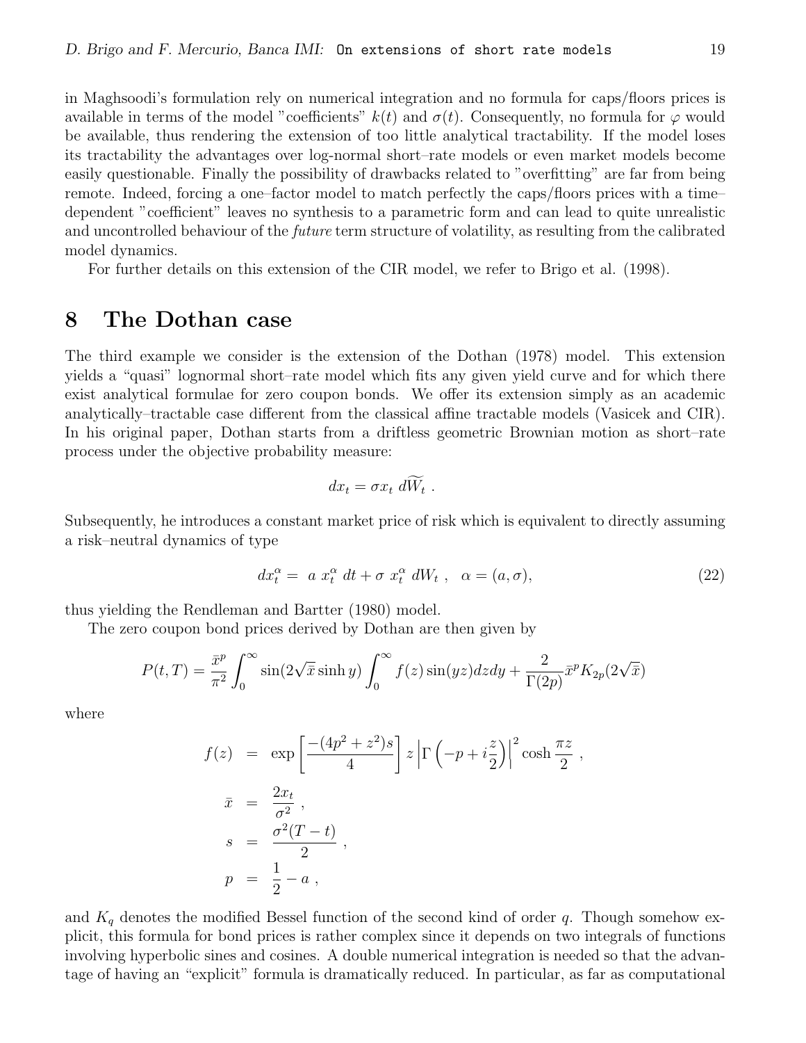in Maghsoodi's formulation rely on numerical integration and no formula for caps/floors prices is available in terms of the model "coefficients" $k(t)$ and $\sigma(t)$. Consequently, no formula for $\varphi$ would be available, thus rendering the extension of too little analytical tractability. If the model loses its tractability the advantages over log-normal short–rate models or even market models become easily questionable. Finally the possibility of drawbacks related to "overfitting" are far from being remote. Indeed, forcing a one–factor model to match perfectly the caps/floors prices with a time–dependent "coefficient" leaves no synthesis to a parametric form and can lead to quite unrealistic and uncontrolled behaviour of the *future* term structure of volatility, as resulting from the calibrated model dynamics.

For further details on this extension of the CIR model, we refer to Brigo et al. (1998).

# 8 The Dothan case

The third example we consider is the extension of the Dothan (1978) model. This extension yields a "quasi" lognormal short–rate model which fits any given yield curve and for which there exist analytical formulae for zero coupon bonds. We offer its extension simply as an academic analytically–tractable case different from the classical affine tractable models (Vasicek and CIR). In his original paper, Dothan starts from a driftless geometric Brownian motion as short–rate process under the objective probability measure:

$$dx_t = \sigma x_t \, d\widetilde{W}_t \ .$$

Subsequently, he introduces a constant market price of risk which is equivalent to directly assuming a risk–neutral dynamics of type

$$dx_t^\alpha = \ a \ x_t^\alpha \ dt + \sigma \ x_t^\alpha \ dW_t \ , \quad \alpha = (a, \sigma), \tag{22}$$

thus yielding the Rendleman and Bartter (1980) model.

The zero coupon bond prices derived by Dothan are then given by

$$P(t,T) = \frac{\bar{x}^p}{\pi^2} \int_0^\infty \sin(2\sqrt{\bar{x}} \sinh y) \int_0^\infty f(z) \sin(yz) dz dy + \frac{2}{\Gamma(2p)} \bar{x}^p K_{2p}(2\sqrt{\bar{x}})$$

where

$$\begin{aligned}
f(z) &= \exp\left[\frac{-(4p^2+z^2)s}{4}\right] z \left|\Gamma\left(-p + i\frac{z}{2}\right)\right|^2 \cosh\frac{\pi z}{2} \ , \\
\bar{x} &= \frac{2x_t}{\sigma^2} \ , \\
s &= \frac{\sigma^2(T-t)}{2} \ , \\
p &= \frac{1}{2} - a \ ,
\end{aligned}$$

and $K_q$ denotes the modified Bessel function of the second kind of order $q$. Though somehow explicit, this formula for bond prices is rather complex since it depends on two integrals of functions involving hyperbolic sines and cosines. A double numerical integration is needed so that the advantage of having an "explicit" formula is dramatically reduced. In particular, as far as computational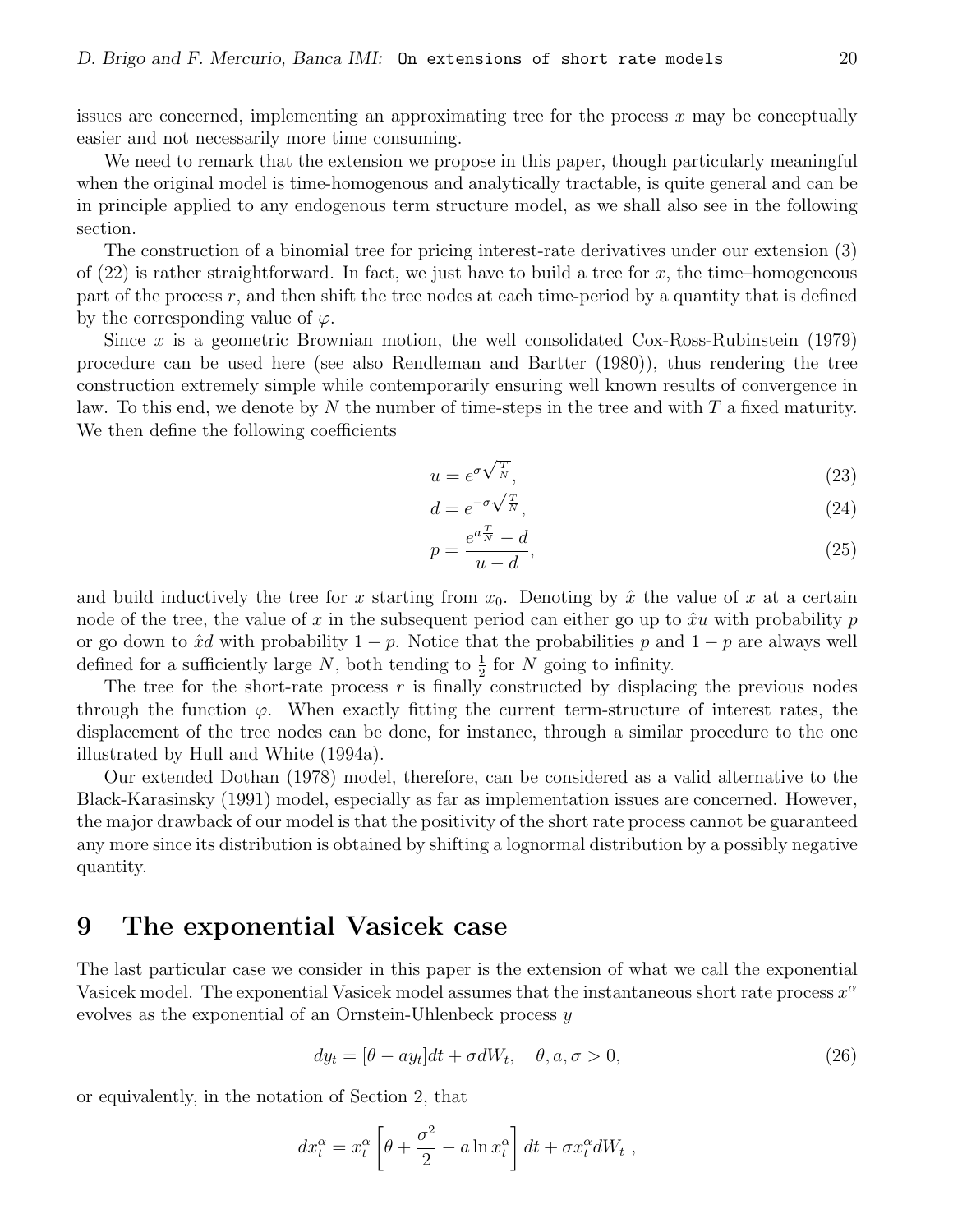issues are concerned, implementing an approximating tree for the process $x$ may be conceptually easier and not necessarily more time consuming.

We need to remark that the extension we propose in this paper, though particularly meaningful when the original model is time-homogenous and analytically tractable, is quite general and can be in principle applied to any endogenous term structure model, as we shall also see in the following section.

The construction of a binomial tree for pricing interest-rate derivatives under our extension (3) of (22) is rather straightforward. In fact, we just have to build a tree for $x$, the time–homogeneous part of the process $r$, and then shift the tree nodes at each time-period by a quantity that is defined by the corresponding value of $\varphi$.

Since $x$ is a geometric Brownian motion, the well consolidated Cox-Ross-Rubinstein (1979) procedure can be used here (see also Rendleman and Bartter (1980)), thus rendering the tree construction extremely simple while contemporarily ensuring well known results of convergence in law. To this end, we denote by $N$ the number of time-steps in the tree and with $T$ a fixed maturity. We then define the following coefficients

$$u = e^{\sigma\sqrt{\frac{T}{N}}}, \tag{23}$$

$$d = e^{-\sigma\sqrt{\frac{T}{N}}}, \tag{24}$$

$$p = \frac{e^{a\frac{T}{N}} - d}{u - d}, \tag{25}$$

and build inductively the tree for $x$ starting from $x_0$. Denoting by $\hat{x}$ the value of $x$ at a certain node of the tree, the value of $x$ in the subsequent period can either go up to $\hat{x}u$ with probability $p$ or go down to $\hat{x}d$ with probability $1-p$. Notice that the probabilities $p$ and $1-p$ are always well defined for a sufficiently large $N$, both tending to $\frac{1}{2}$ for $N$ going to infinity.

The tree for the short-rate process $r$ is finally constructed by displacing the previous nodes through the function $\varphi$. When exactly fitting the current term-structure of interest rates, the displacement of the tree nodes can be done, for instance, through a similar procedure to the one illustrated by Hull and White (1994a).

Our extended Dothan (1978) model, therefore, can be considered as a valid alternative to the Black-Karasinsky (1991) model, especially as far as implementation issues are concerned. However, the major drawback of our model is that the positivity of the short rate process cannot be guaranteed any more since its distribution is obtained by shifting a lognormal distribution by a possibly negative quantity.

# 9 The exponential Vasicek case

The last particular case we consider in this paper is the extension of what we call the exponential Vasicek model. The exponential Vasicek model assumes that the instantaneous short rate process $x^\alpha$ evolves as the exponential of an Ornstein-Uhlenbeck process $y$

$$dy_t = [\theta - a y_t]dt + \sigma dW_t, \quad \theta, a, \sigma > 0, \tag{26}$$

or equivalently, in the notation of Section 2, that

$$dx_t^\alpha = x_t^\alpha \left[\theta + \frac{\sigma^2}{2} - a \ln x_t^\alpha\right] dt + \sigma x_t^\alpha dW_t \ ,$$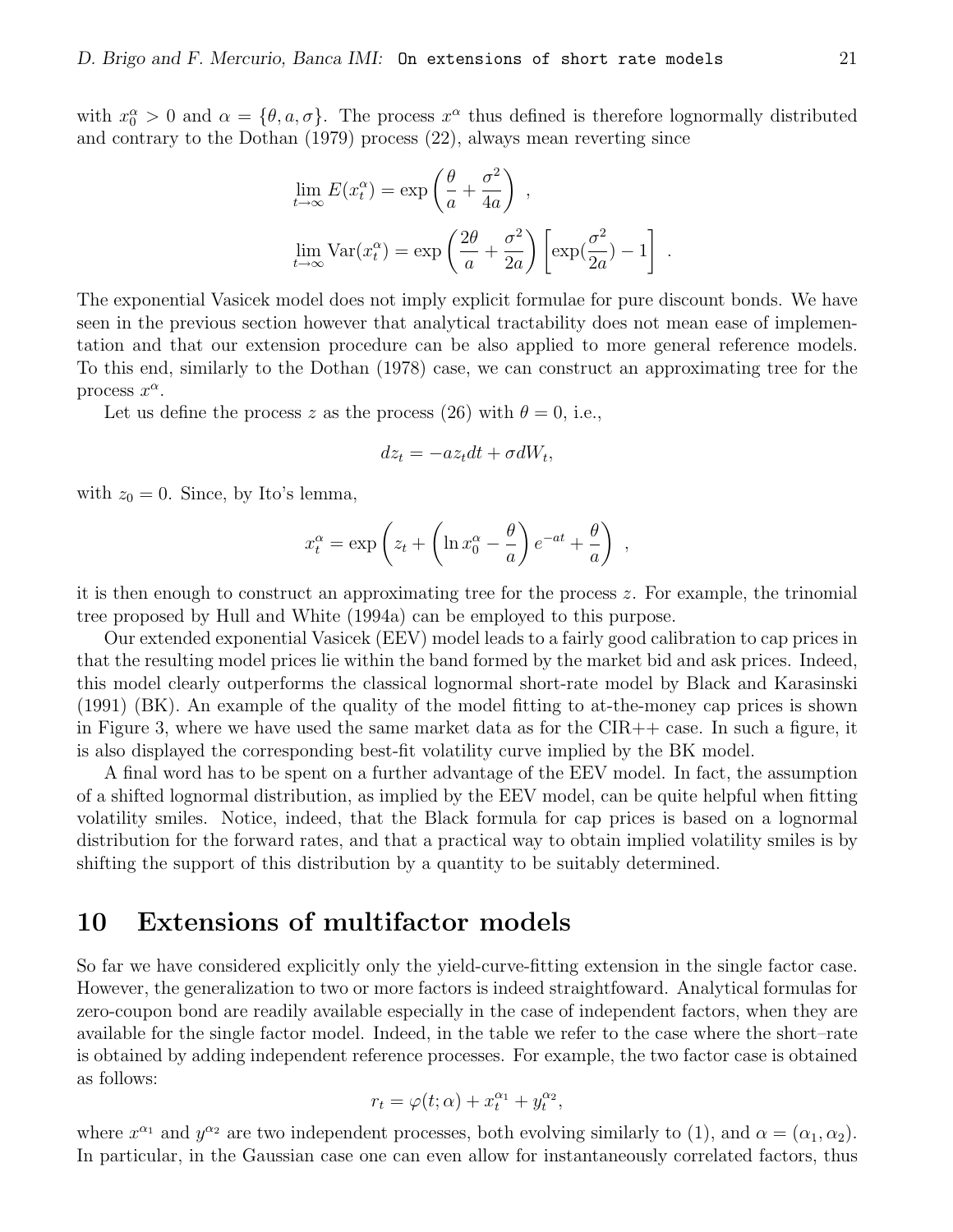with $x_0^\alpha > 0$ and $\alpha = \{\theta, a, \sigma\}$. The process $x^\alpha$ thus defined is therefore lognormally distributed and contrary to the Dothan (1979) process (22), always mean reverting since

$$\lim_{t\to\infty} E(x_t^\alpha) = \exp\left(\frac{\theta}{a} + \frac{\sigma^2}{4a}\right) ,$$

$$\lim_{t\to\infty} \mathrm{Var}(x_t^\alpha) = \exp\left(\frac{2\theta}{a} + \frac{\sigma^2}{2a}\right) \left[\exp(\frac{\sigma^2}{2a}) - 1\right] .$$

The exponential Vasicek model does not imply explicit formulae for pure discount bonds. We have seen in the previous section however that analytical tractability does not mean ease of implementation and that our extension procedure can be also applied to more general reference models. To this end, similarly to the Dothan (1978) case, we can construct an approximating tree for the process $x^\alpha$.

Let us define the process $z$ as the process (26) with $\theta = 0$, i.e.,

$$dz_t = -az_t dt + \sigma dW_t,$$

with $z_0 = 0$. Since, by Ito's lemma,

$$x_t^\alpha = \exp\left(z_t + \left(\ln x_0^\alpha - \frac{\theta}{a}\right) e^{-at} + \frac{\theta}{a}\right) ,$$

it is then enough to construct an approximating tree for the process $z$. For example, the trinomial tree proposed by Hull and White (1994a) can be employed to this purpose.

Our extended exponential Vasicek (EEV) model leads to a fairly good calibration to cap prices in that the resulting model prices lie within the band formed by the market bid and ask prices. Indeed, this model clearly outperforms the classical lognormal short-rate model by Black and Karasinski (1991) (BK). An example of the quality of the model fitting to at-the-money cap prices is shown in Figure 3, where we have used the same market data as for the CIR++ case. In such a figure, it is also displayed the corresponding best-fit volatility curve implied by the BK model.

A final word has to be spent on a further advantage of the EEV model. In fact, the assumption of a shifted lognormal distribution, as implied by the EEV model, can be quite helpful when fitting volatility smiles. Notice, indeed, that the Black formula for cap prices is based on a lognormal distribution for the forward rates, and that a practical way to obtain implied volatility smiles is by shifting the support of this distribution by a quantity to be suitably determined.

# 10 Extensions of multifactor models

So far we have considered explicitly only the yield-curve-fitting extension in the single factor case. However, the generalization to two or more factors is indeed straightfoward. Analytical formulas for zero-coupon bond are readily available especially in the case of independent factors, when they are available for the single factor model. Indeed, in the table we refer to the case where the short–rate is obtained by adding independent reference processes. For example, the two factor case is obtained as follows:

$$r_t = \varphi(t; \alpha) + x_t^{\alpha_1} + y_t^{\alpha_2},$$

where $x^{\alpha_1}$ and $y^{\alpha_2}$ are two independent processes, both evolving similarly to (1), and $\alpha = (\alpha_1, \alpha_2)$. In particular, in the Gaussian case one can even allow for instantaneously correlated factors, thus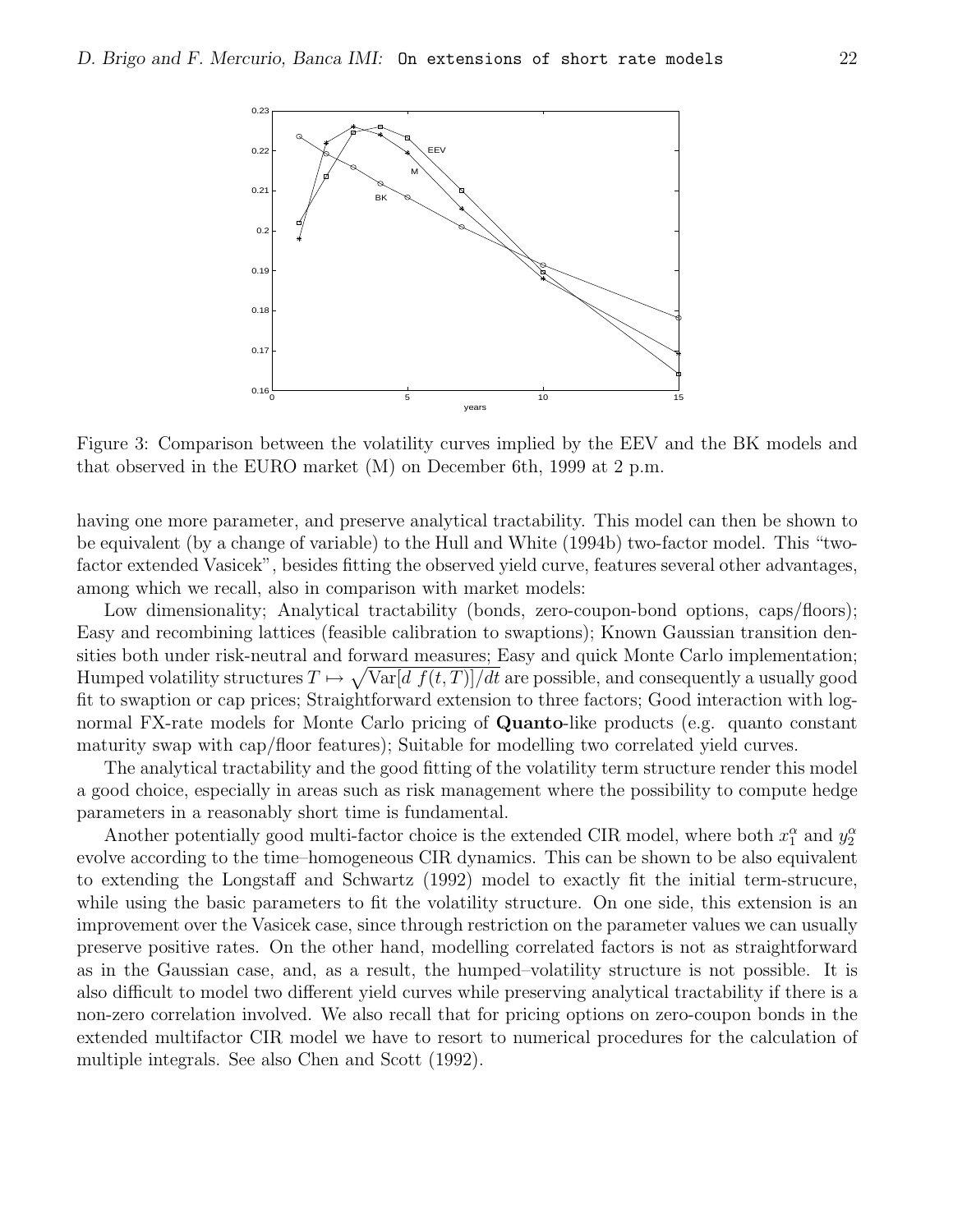Figure 3: Comparison between the volatility curves implied by the EEV and the BK models and that observed in the EURO market (M) on December 6th, 1999 at 2 p.m.

having one more parameter, and preserve analytical tractability. This model can then be shown to be equivalent (by a change of variable) to the Hull and White (1994b) two-factor model. This "two-factor extended Vasicek", besides fitting the observed yield curve, features several other advantages, among which we recall, also in comparison with market models:

Low dimensionality; Analytical tractability (bonds, zero-coupon-bond options, caps/floors); Easy and recombining lattices (feasible calibration to swaptions); Known Gaussian transition densities both under risk-neutral and forward measures; Easy and quick Monte Carlo implementation; Humped volatility structures $T \mapsto \sqrt{\mathrm{Var}[d\ f(t,T)]/dt}$ are possible, and consequently a usually good fit to swaption or cap prices; Straightforward extension to three factors; Good interaction with lognormal FX-rate models for Monte Carlo pricing of **Quanto**-like products (e.g. quanto constant maturity swap with cap/floor features); Suitable for modelling two correlated yield curves.

The analytical tractability and the good fitting of the volatility term structure render this model a good choice, especially in areas such as risk management where the possibility to compute hedge parameters in a reasonably short time is fundamental.

Another potentially good multi-factor choice is the extended CIR model, where both $x_1^\alpha$ and $y_2^\alpha$ evolve according to the time–homogeneous CIR dynamics. This can be shown to be also equivalent to extending the Longstaff and Schwartz (1992) model to exactly fit the initial term-strucure, while using the basic parameters to fit the volatility structure. On one side, this extension is an improvement over the Vasicek case, since through restriction on the parameter values we can usually preserve positive rates. On the other hand, modelling correlated factors is not as straightforward as in the Gaussian case, and, as a result, the humped–volatility structure is not possible. It is also difficult to model two different yield curves while preserving analytical tractability if there is a non-zero correlation involved. We also recall that for pricing options on zero-coupon bonds in the extended multifactor CIR model we have to resort to numerical procedures for the calculation of multiple integrals. See also Chen and Scott (1992).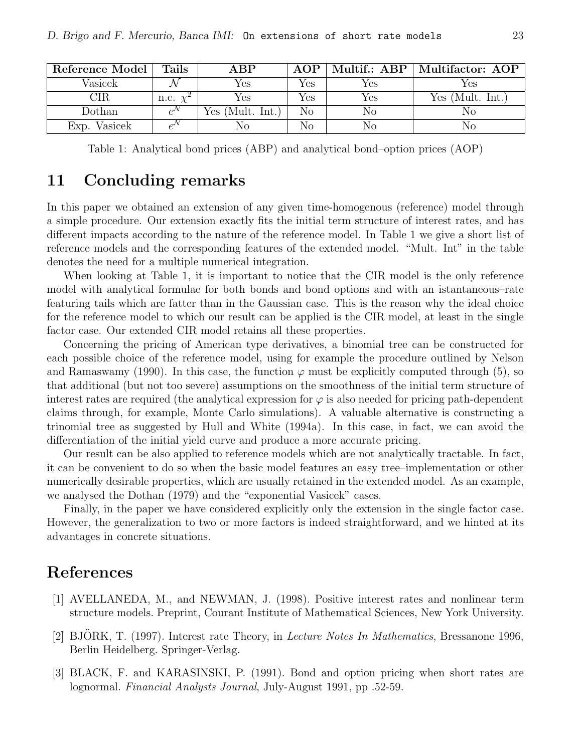| Reference Model | Tails | ABP | AOP | Multif.: ABP | Multifactor: AOP |
|---|---|---|---|---|---|
| Vasicek | $\mathcal{N}$ | Yes | Yes | Yes | Yes |
| CIR | n.c. $\chi^2$ | Yes | Yes | Yes | Yes (Mult. Int.) |
| Dothan | $e^{\mathcal{N}}$ | Yes (Mult. Int.) | No | No | No |
| Exp. Vasicek | $e^{\mathcal{N}}$ | No | No | No | No |

Table 1: Analytical bond prices (ABP) and analytical bond–option prices (AOP)

# 11 Concluding remarks

In this paper we obtained an extension of any given time-homogenous (reference) model through a simple procedure. Our extension exactly fits the initial term structure of interest rates, and has different impacts according to the nature of the reference model. In Table 1 we give a short list of reference models and the corresponding features of the extended model. "Mult. Int" in the table denotes the need for a multiple numerical integration.

When looking at Table 1, it is important to notice that the CIR model is the only reference model with analytical formulae for both bonds and bond options and with an istantaneous–rate featuring tails which are fatter than in the Gaussian case. This is the reason why the ideal choice for the reference model to which our result can be applied is the CIR model, at least in the single factor case. Our extended CIR model retains all these properties.

Concerning the pricing of American type derivatives, a binomial tree can be constructed for each possible choice of the reference model, using for example the procedure outlined by Nelson and Ramaswamy (1990). In this case, the function $\varphi$ must be explicitly computed through (5), so that additional (but not too severe) assumptions on the smoothness of the initial term structure of interest rates are required (the analytical expression for $\varphi$ is also needed for pricing path-dependent claims through, for example, Monte Carlo simulations). A valuable alternative is constructing a trinomial tree as suggested by Hull and White (1994a). In this case, in fact, we can avoid the differentiation of the initial yield curve and produce a more accurate pricing.

Our result can be also applied to reference models which are not analytically tractable. In fact, it can be convenient to do so when the basic model features an easy tree–implementation or other numerically desirable properties, which are usually retained in the extended model. As an example, we analysed the Dothan (1979) and the "exponential Vasicek" cases.

Finally, in the paper we have considered explicitly only the extension in the single factor case. However, the generalization to two or more factors is indeed straightforward, and we hinted at its advantages in concrete situations.

# References

[1] AVELLANEDA, M., and NEWMAN, J. (1998). Positive interest rates and nonlinear term structure models. Preprint, Courant Institute of Mathematical Sciences, New York University.

[2] BJÖRK, T. (1997). Interest rate Theory, in *Lecture Notes In Mathematics*, Bressanone 1996, Berlin Heidelberg. Springer-Verlag.

[3] BLACK, F. and KARASINSKI, P. (1991). Bond and option pricing when short rates are lognormal. *Financial Analysts Journal*, July-August 1991, pp .52-59.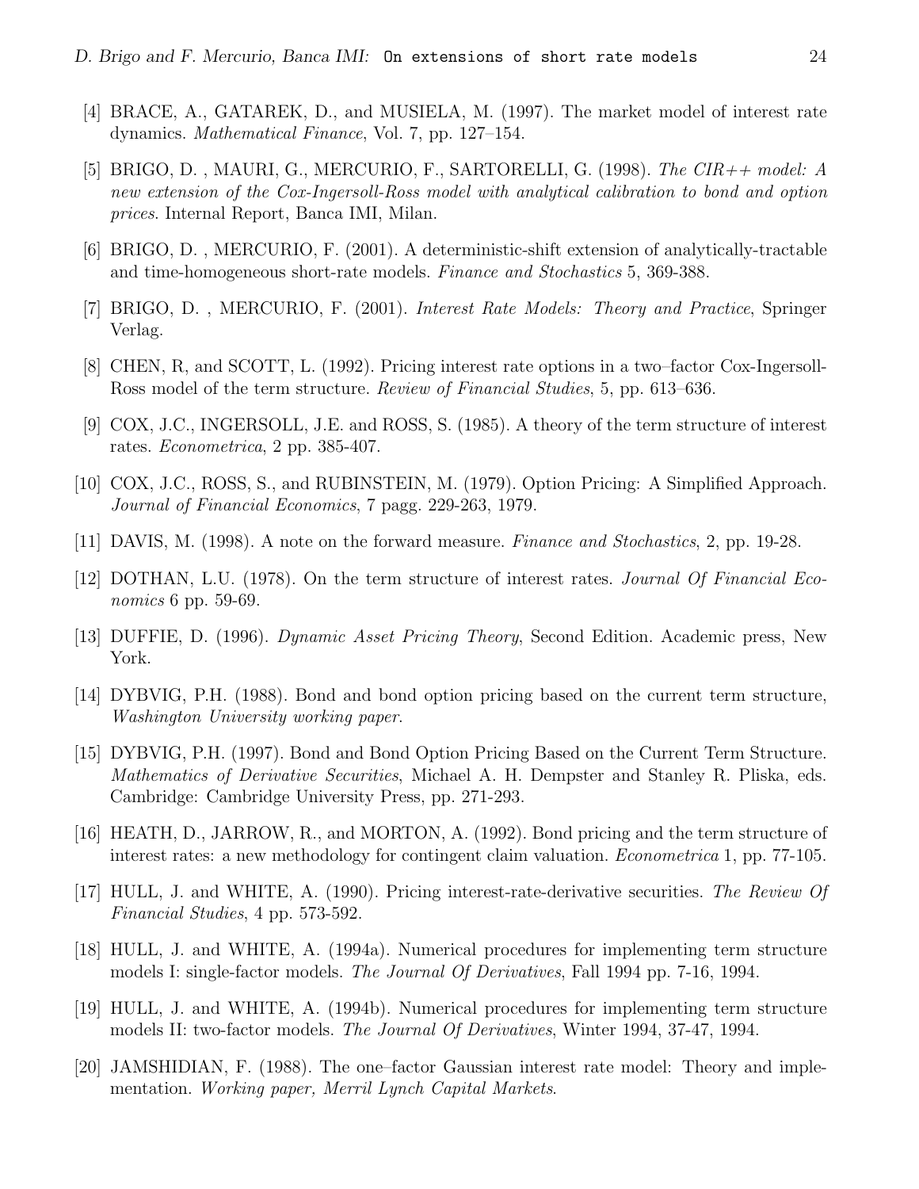[4] BRACE, A., GATAREK, D., and MUSIELA, M. (1997). The market model of interest rate dynamics. *Mathematical Finance*, Vol. 7, pp. 127–154.

[5] BRIGO, D. , MAURI, G., MERCURIO, F., SARTORELLI, G. (1998). *The CIR++ model: A new extension of the Cox-Ingersoll-Ross model with analytical calibration to bond and option prices.* Internal Report, Banca IMI, Milan.

[6] BRIGO, D. , MERCURIO, F. (2001). A deterministic-shift extension of analytically-tractable and time-homogeneous short-rate models. *Finance and Stochastics* 5, 369-388.

[7] BRIGO, D. , MERCURIO, F. (2001). *Interest Rate Models: Theory and Practice*, Springer Verlag.

[8] CHEN, R, and SCOTT, L. (1992). Pricing interest rate options in a two–factor Cox-Ingersoll-Ross model of the term structure. *Review of Financial Studies*, 5, pp. 613–636.

[9] COX, J.C., INGERSOLL, J.E. and ROSS, S. (1985). A theory of the term structure of interest rates. *Econometrica*, 2 pp. 385-407.

[10] COX, J.C., ROSS, S., and RUBINSTEIN, M. (1979). Option Pricing: A Simplified Approach. *Journal of Financial Economics*, 7 pagg. 229-263, 1979.

[11] DAVIS, M. (1998). A note on the forward measure. *Finance and Stochastics*, 2, pp. 19-28.

[12] DOTHAN, L.U. (1978). On the term structure of interest rates. *Journal Of Financial Economics* 6 pp. 59-69.

[13] DUFFIE, D. (1996). *Dynamic Asset Pricing Theory*, Second Edition. Academic press, New York.

[14] DYBVIG, P.H. (1988). Bond and bond option pricing based on the current term structure, *Washington University working paper*.

[15] DYBVIG, P.H. (1997). Bond and Bond Option Pricing Based on the Current Term Structure. *Mathematics of Derivative Securities*, Michael A. H. Dempster and Stanley R. Pliska, eds. Cambridge: Cambridge University Press, pp. 271-293.

[16] HEATH, D., JARROW, R., and MORTON, A. (1992). Bond pricing and the term structure of interest rates: a new methodology for contingent claim valuation. *Econometrica* 1, pp. 77-105.

[17] HULL, J. and WHITE, A. (1990). Pricing interest-rate-derivative securities. *The Review Of Financial Studies*, 4 pp. 573-592.

[18] HULL, J. and WHITE, A. (1994a). Numerical procedures for implementing term structure models I: single-factor models. *The Journal Of Derivatives*, Fall 1994 pp. 7-16, 1994.

[19] HULL, J. and WHITE, A. (1994b). Numerical procedures for implementing term structure models II: two-factor models. *The Journal Of Derivatives*, Winter 1994, 37-47, 1994.

[20] JAMSHIDIAN, F. (1988). The one–factor Gaussian interest rate model: Theory and implementation. *Working paper, Merril Lynch Capital Markets*.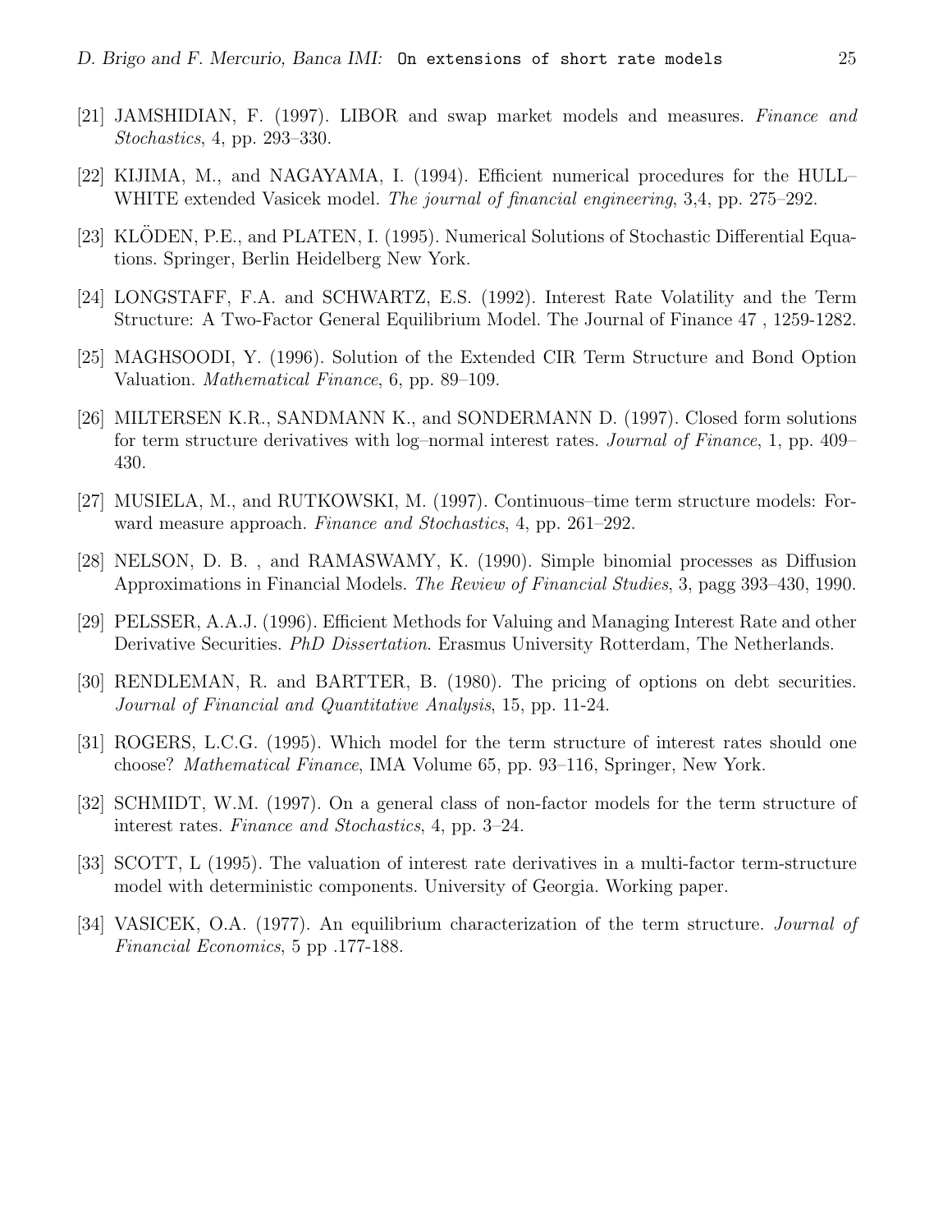[21] JAMSHIDIAN, F. (1997). LIBOR and swap market models and measures. *Finance and Stochastics*, 4, pp. 293–330.

[22] KIJIMA, M., and NAGAYAMA, I. (1994). Efficient numerical procedures for the HULL–WHITE extended Vasicek model. *The journal of financial engineering*, 3,4, pp. 275–292.

[23] KLÖDEN, P.E., and PLATEN, I. (1995). Numerical Solutions of Stochastic Differential Equations. Springer, Berlin Heidelberg New York.

[24] LONGSTAFF, F.A. and SCHWARTZ, E.S. (1992). Interest Rate Volatility and the Term Structure: A Two-Factor General Equilibrium Model. The Journal of Finance 47 , 1259-1282.

[25] MAGHSOODI, Y. (1996). Solution of the Extended CIR Term Structure and Bond Option Valuation. *Mathematical Finance*, 6, pp. 89–109.

[26] MILTERSEN K.R., SANDMANN K., and SONDERMANN D. (1997). Closed form solutions for term structure derivatives with log–normal interest rates. *Journal of Finance*, 1, pp. 409–430.

[27] MUSIELA, M., and RUTKOWSKI, M. (1997). Continuous–time term structure models: Forward measure approach. *Finance and Stochastics*, 4, pp. 261–292.

[28] NELSON, D. B. , and RAMASWAMY, K. (1990). Simple binomial processes as Diffusion Approximations in Financial Models. *The Review of Financial Studies*, 3, pagg 393–430, 1990.

[29] PELSSER, A.A.J. (1996). Efficient Methods for Valuing and Managing Interest Rate and other Derivative Securities. *PhD Dissertation*. Erasmus University Rotterdam, The Netherlands.

[30] RENDLEMAN, R. and BARTTER, B. (1980). The pricing of options on debt securities. *Journal of Financial and Quantitative Analysis*, 15, pp. 11-24.

[31] ROGERS, L.C.G. (1995). Which model for the term structure of interest rates should one choose? *Mathematical Finance*, IMA Volume 65, pp. 93–116, Springer, New York.

[32] SCHMIDT, W.M. (1997). On a general class of non-factor models for the term structure of interest rates. *Finance and Stochastics*, 4, pp. 3–24.

[33] SCOTT, L (1995). The valuation of interest rate derivatives in a multi-factor term-structure model with deterministic components. University of Georgia. Working paper.

[34] VASICEK, O.A. (1977). An equilibrium characterization of the term structure. *Journal of Financial Economics*, 5 pp .177-188.